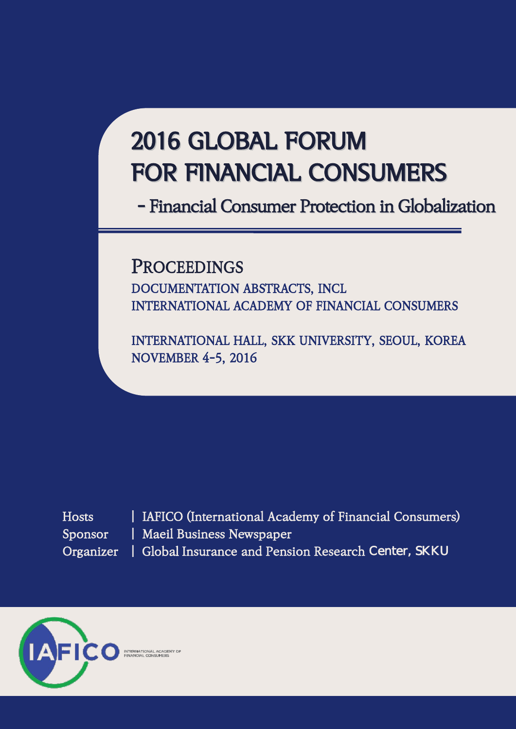# 2016 GLOBAL FORUM FOR FINANCIAL CONSUMERS

## - Financial Consumer Protection in Globalization

PROCEEDINGS

DOCUMENTATION ABSTRACTS, INCL

INTERNATIONAL ACADEMY OF FINANCIAL CONSUMERS

INTERNATIONAL HALL, SKK UNIVERSITY, SEOUL, KOREA

NOVEMBER 4-5, 2016

Hosts | IAFICO (International Academy of Financial Consumers)

Sponsor | Maeil Business Newspaper

Organizer | Global Insurance and Pension Research Center, SKKU

IAFICO INTERNATIONAL ACADEMY OF FINANCIAL CONSUMERS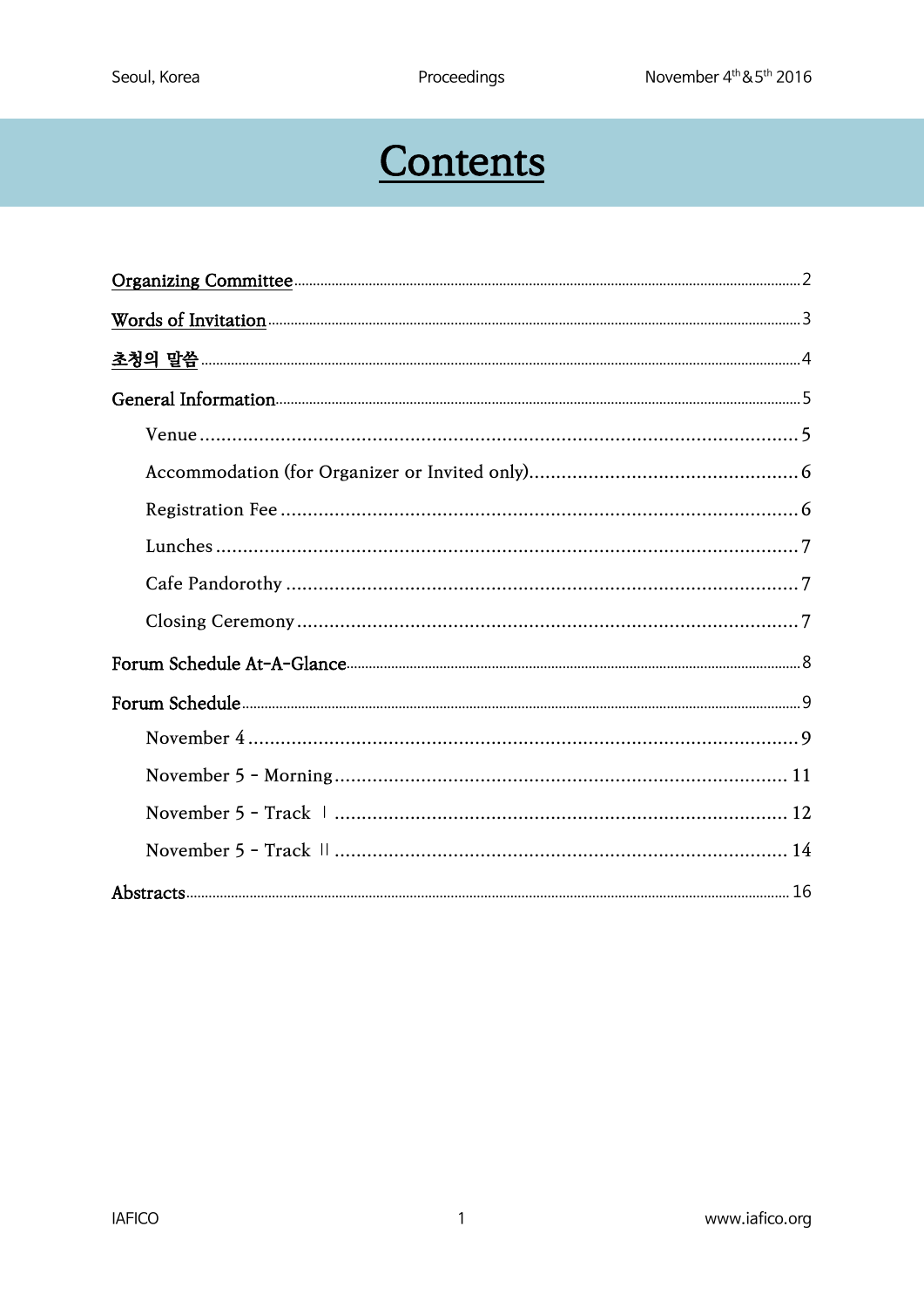# Contents

Organizing Committee ........................................................ 2

Words of Invitation ........................................................ 3

초청의 말씀 ........................................................ 4

General Information ........................................................ 5

- Venue ........................................................ 5
- Accommodation (for Organizer or Invited only) ........................................................ 6
- Registration Fee ........................................................ 6
- Lunches ........................................................ 7
- Cafe Pandorothy ........................................................ 7
- Closing Ceremony ........................................................ 7

Forum Schedule At-A-Glance ........................................................ 8

Forum Schedule ........................................................ 9

- November 4 ........................................................ 9
- November 5 - Morning ........................................................ 11
- November 5 - Track Ⅰ ........................................................ 12
- November 5 - Track Ⅱ ........................................................ 14

Abstracts ........................................................ 16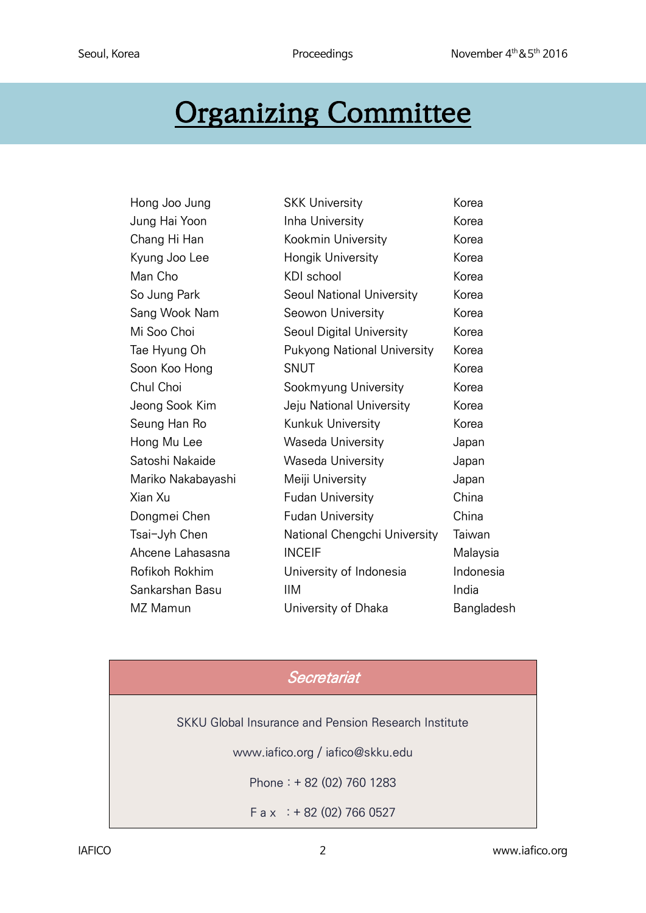# Organizing Committee

| | | |
|---|---|---|
| Hong Joo Jung | SKK University | Korea |
| Jung Hai Yoon | Inha University | Korea |
| Chang Hi Han | Kookmin University | Korea |
| Kyung Joo Lee | Hongik University | Korea |
| Man Cho | KDI school | Korea |
| So Jung Park | Seoul National University | Korea |
| Sang Wook Nam | Seowon University | Korea |
| Mi Soo Choi | Seoul Digital University | Korea |
| Tae Hyung Oh | Pukyong National University | Korea |
| Soon Koo Hong | SNUT | Korea |
| Chul Choi | Sookmyung University | Korea |
| Jeong Sook Kim | Jeju National University | Korea |
| Seung Han Ro | Kunkuk University | Korea |
| Hong Mu Lee | Waseda University | Japan |
| Satoshi Nakaide | Waseda University | Japan |
| Mariko Nakabayashi | Meiji University | Japan |
| Xian Xu | Fudan University | China |
| Dongmei Chen | Fudan University | China |
| Tsai-Jyh Chen | National Chengchi University | Taiwan |
| Ahcene Lahasasna | INCEIF | Malaysia |
| Rofikoh Rokhim | University of Indonesia | Indonesia |
| Sankarshan Basu | IIM | India |
| MZ Mamun | University of Dhaka | Bangladesh |

## *Secretariat*

SKKU Global Insurance and Pension Research Institute

www.iafico.org / iafico@skku.edu

Phone : + 82 (02) 760 1283

F a x : + 82 (02) 766 0527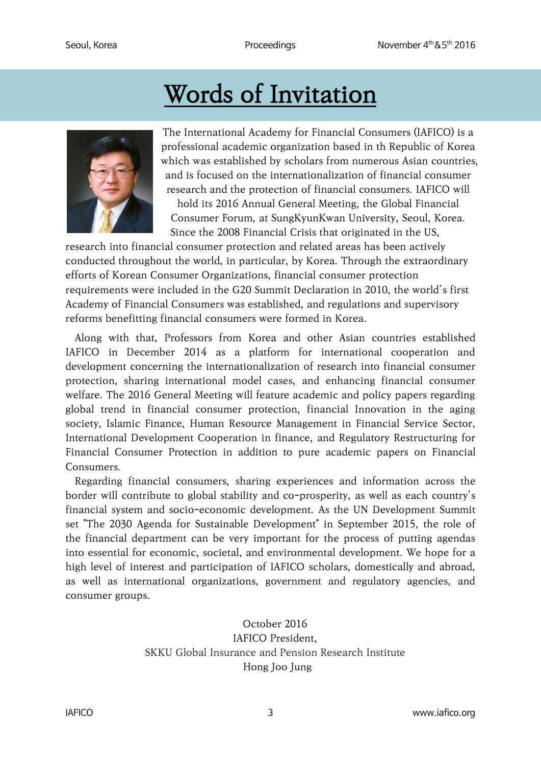# Words of Invitation

The International Academy for Financial Consumers (IAFICO) is a professional academic organization based in th Republic of Korea which was established by scholars from numerous Asian countries, and is focused on the internationalization of financial consumer research and the protection of financial consumers. IAFICO will hold its 2016 Annual General Meeting, the Global Financial Consumer Forum, at SungKyunKwan University, Seoul, Korea. Since the 2008 Financial Crisis that originated in the US, research into financial consumer protection and related areas has been actively conducted throughout the world, in particular, by Korea. Through the extraordinary efforts of Korean Consumer Organizations, financial consumer protection requirements were included in the G20 Summit Declaration in 2010, the world's first Academy of Financial Consumers was established, and regulations and supervisory reforms benefitting financial consumers were formed in Korea.

Along with that, Professors from Korea and other Asian countries established IAFICO in December 2014 as a platform for international cooperation and development concerning the internationalization of research into financial consumer protection, sharing international model cases, and enhancing financial consumer welfare. The 2016 General Meeting will feature academic and policy papers regarding global trend in financial consumer protection, financial Innovation in the aging society, Islamic Finance, Human Resource Management in Financial Service Sector, International Development Cooperation in finance, and Regulatory Restructuring for Financial Consumer Protection in addition to pure academic papers on Financial Consumers.

Regarding financial consumers, sharing experiences and information across the border will contribute to global stability and co-prosperity, as well as each country's financial system and socio-economic development. As the UN Development Summit set "The 2030 Agenda for Sustainable Development" in September 2015, the role of the financial department can be very important for the process of putting agendas into essential for economic, societal, and environmental development. We hope for a high level of interest and participation of IAFICO scholars, domestically and abroad, as well as international organizations, government and regulatory agencies, and consumer groups.

October 2016
IAFICO President,
SKKU Global Insurance and Pension Research Institute
Hong Joo Jung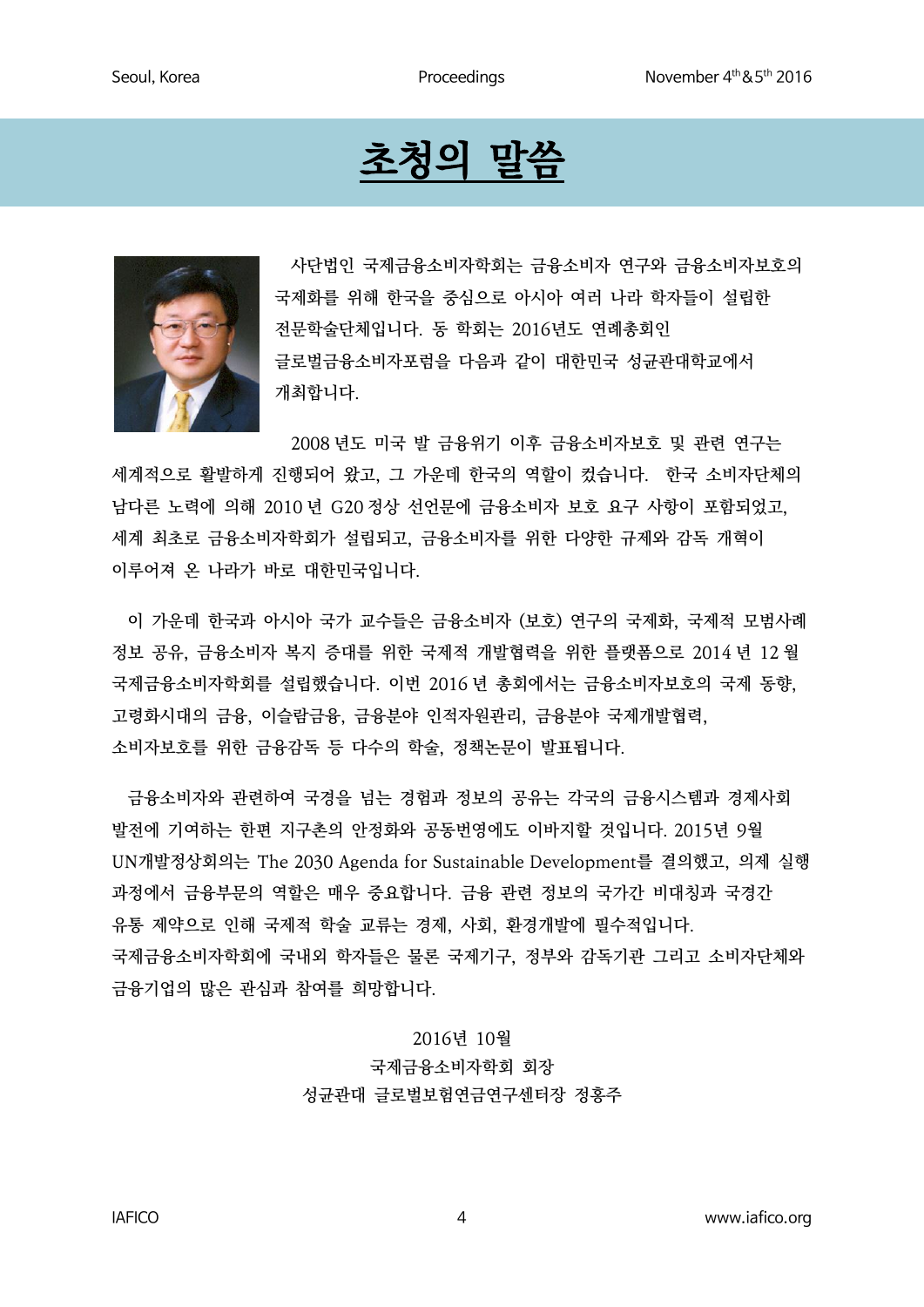# 초청의 말씀

사단법인 국제금융소비자학회는 금융소비자 연구와 금융소비자보호의 국제화를 위해 한국을 중심으로 아시아 여러 나라 학자들이 설립한 전문학술단체입니다. 동 학회는 2016년도 연례총회인 글로벌금융소비자포럼을 다음과 같이 대한민국 성균관대학교에서 개최합니다.

2008 년도 미국 발 금융위기 이후 금융소비자보호 및 관련 연구는 세계적으로 활발하게 진행되어 왔고, 그 가운데 한국의 역할이 컸습니다. 한국 소비자단체의 남다른 노력에 의해 2010 년 G20 정상 선언문에 금융소비자 보호 요구 사항이 포함되었고, 세계 최초로 금융소비자학회가 설립되고, 금융소비자를 위한 다양한 규제와 감독 개혁이 이루어져 온 나라가 바로 대한민국입니다.

이 가운데 한국과 아시아 국가 교수들은 금융소비자 (보호) 연구의 국제화, 국제적 모범사례 정보 공유, 금융소비자 복지 증대를 위한 국제적 개발협력을 위한 플랫폼으로 2014 년 12 월 국제금융소비자학회를 설립했습니다. 이번 2016 년 총회에서는 금융소비자보호의 국제 동향, 고령화시대의 금융, 이슬람금융, 금융분야 인적자원관리, 금융분야 국제개발협력, 소비자보호를 위한 금융감독 등 다수의 학술, 정책논문이 발표됩니다.

금융소비자와 관련하여 국경을 넘는 경험과 정보의 공유는 각국의 금융시스템과 경제사회 발전에 기여하는 한편 지구촌의 안정화와 공동번영에도 이바지할 것입니다. 2015년 9월 UN개발정상회의는 The 2030 Agenda for Sustainable Development를 결의했고, 의제 실행 과정에서 금융부문의 역할은 매우 중요합니다. 금융 관련 정보의 국가간 비대칭과 국경간 유통 제약으로 인해 국제적 학술 교류는 경제, 사회, 환경개발에 필수적입니다. 국제금융소비자학회에 국내외 학자들은 물론 국제기구, 정부와 감독기관 그리고 소비자단체와 금융기업의 많은 관심과 참여를 희망합니다.

2016년 10월
국제금융소비자학회 회장
성균관대 글로벌보험연금연구센터장 정홍주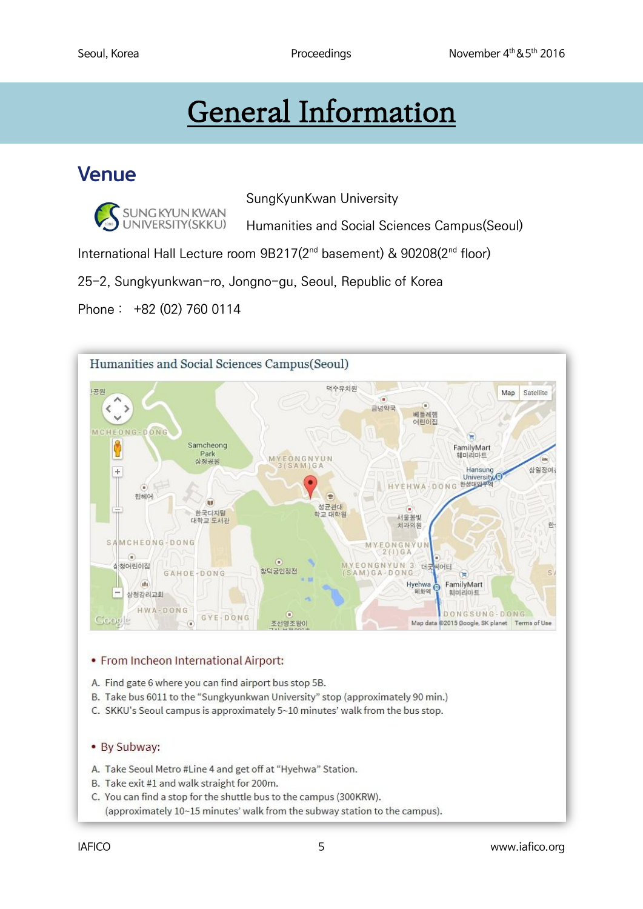# General Information

## Venue

SungKyunKwan University

Humanities and Social Sciences Campus(Seoul)

International Hall Lecture room 9B217(2nd basement) & 90208(2nd floor)

25-2, Sungkyunkwan-ro, Jongno-gu, Seoul, Republic of Korea

Phone : +82 (02) 760 0114

### Humanities and Social Sciences Campus(Seoul)

- **From Incheon International Airport:**

A. Find gate 6 where you can find airport bus stop 5B.
B. Take bus 6011 to the "Sungkyunkwan University" stop (approximately 90 min.)
C. SKKU's Seoul campus is approximately 5~10 minutes' walk from the bus stop.

- **By Subway:**

A. Take Seoul Metro #Line 4 and get off at "Hyehwa" Station.
B. Take exit #1 and walk straight for 200m.
C. You can find a stop for the shuttle bus to the campus (300KRW).
(approximately 10~15 minutes' walk from the subway station to the campus).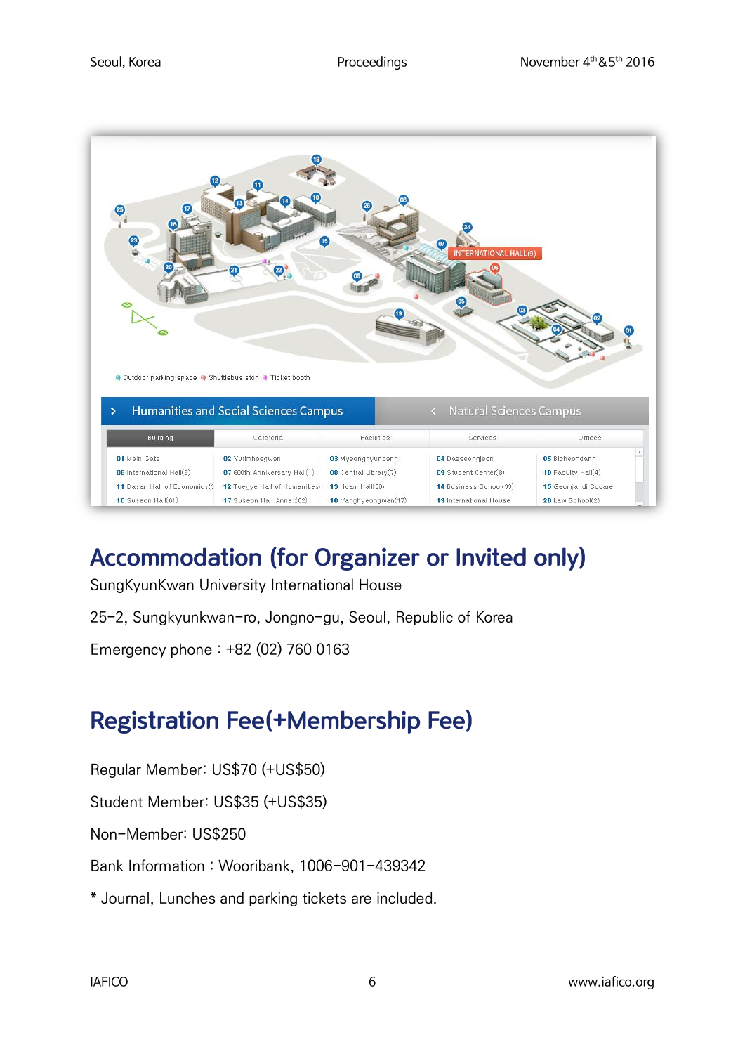## Accommodation (for Organizer or Invited only)

SungKyunKwan University International House

25-2, Sungkyunkwan-ro, Jongno-gu, Seoul, Republic of Korea

Emergency phone : +82 (02) 760 0163

## Registration Fee(+Membership Fee)

Regular Member: US$70 (+US$50)

Student Member: US$35 (+US$35)

Non-Member: US$250

Bank Information : Wooribank, 1006-901-439342

* Journal, Lunches and parking tickets are included.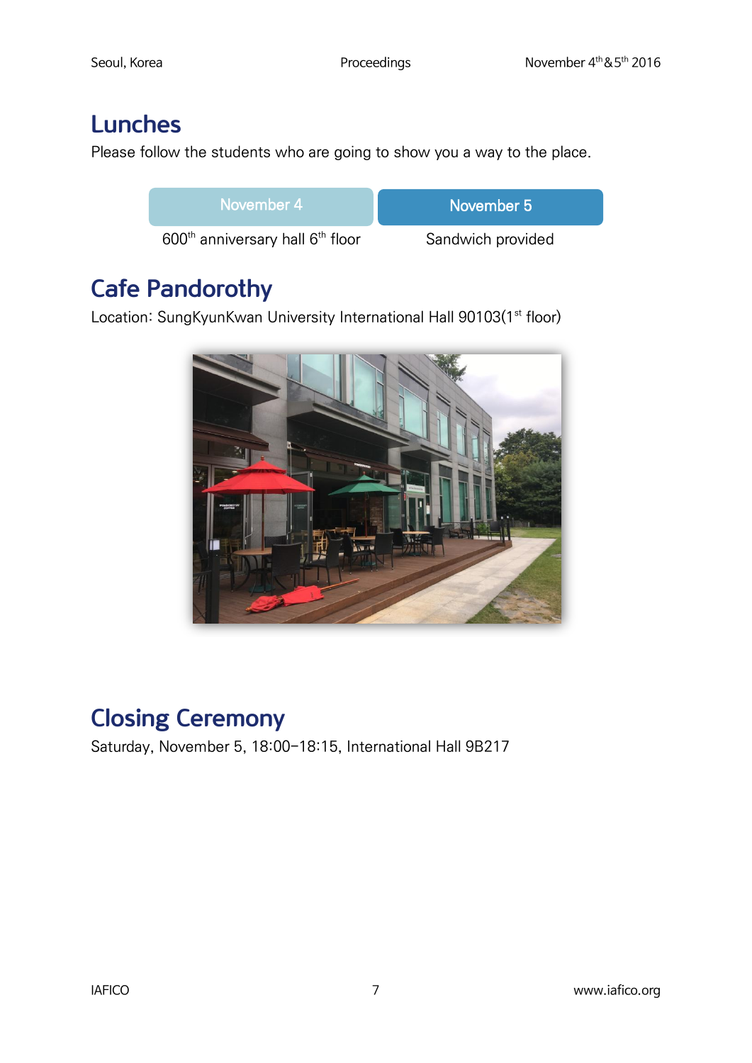## Lunches

Please follow the students who are going to show you a way to the place.

| November 4 | November 5 |
| --- | --- |
| 600th anniversary hall 6th floor | Sandwich provided |

## Cafe Pandorothy

Location: SungKyunKwan University International Hall 90103(1st floor)

## Closing Ceremony

Saturday, November 5, 18:00–18:15, International Hall 9B217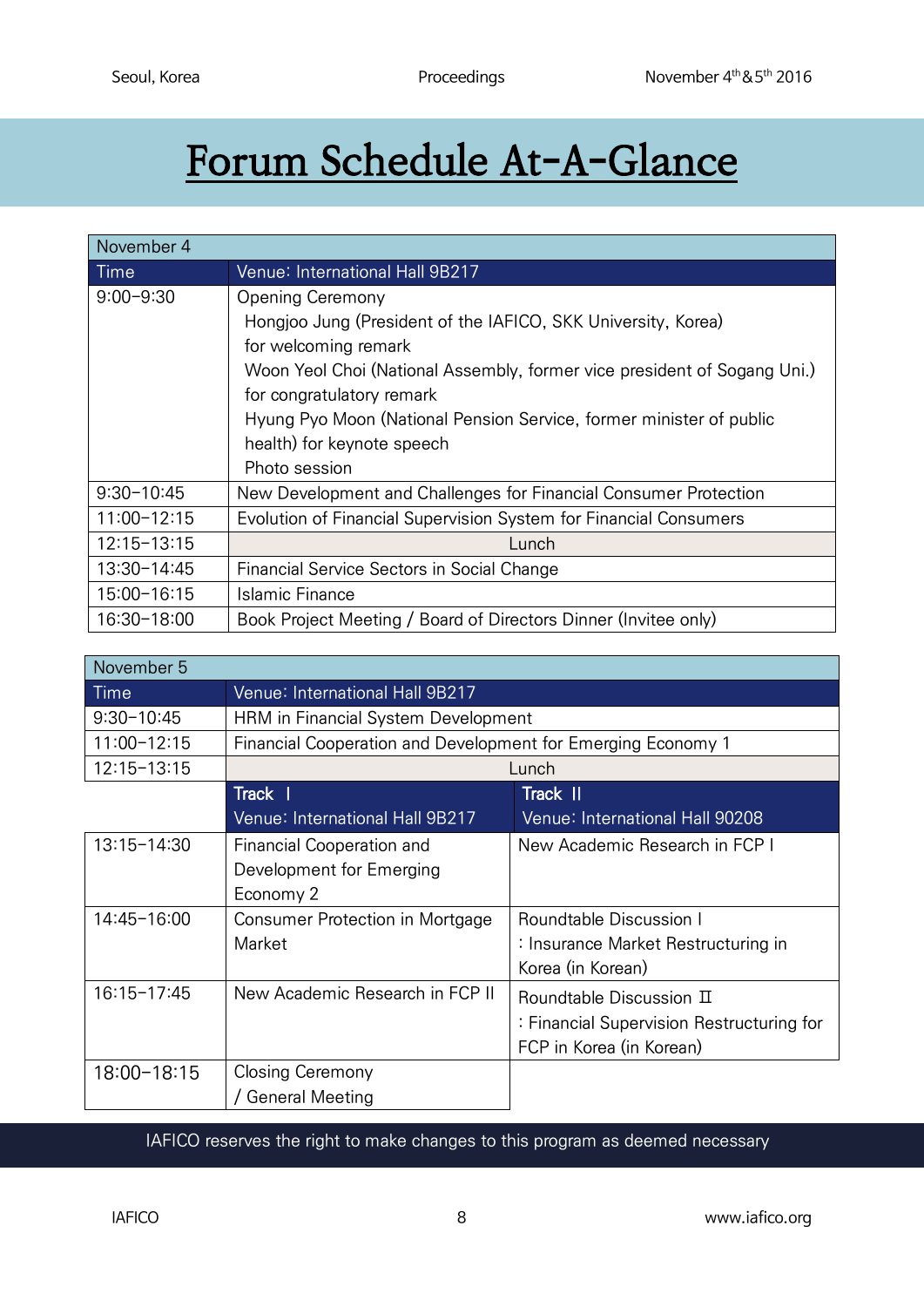# Forum Schedule At-A-Glance

| November 4 | |
|---|---|
| Time | Venue: International Hall 9B217 |
| 9:00-9:30 | Opening Ceremony<br>Hongjoo Jung (President of the IAFICO, SKK University, Korea) for welcoming remark<br>Woon Yeol Choi (National Assembly, former vice president of Sogang Uni.) for congratulatory remark<br>Hyung Pyo Moon (National Pension Service, former minister of public health) for keynote speech<br>Photo session |
| 9:30-10:45 | New Development and Challenges for Financial Consumer Protection |
| 11:00-12:15 | Evolution of Financial Supervision System for Financial Consumers |
| 12:15-13:15 | Lunch |
| 13:30-14:45 | Financial Service Sectors in Social Change |
| 15:00-16:15 | Islamic Finance |
| 16:30-18:00 | Book Project Meeting / Board of Directors Dinner (Invitee only) |

| November 5 | | |
|---|---|---|
| Time | Venue: International Hall 9B217 | |
| 9:30-10:45 | HRM in Financial System Development | |
| 11:00-12:15 | Financial Cooperation and Development for Emerging Economy 1 | |
| 12:15-13:15 | Lunch | |
| | Track Ⅰ<br>Venue: International Hall 9B217 | Track Ⅱ<br>Venue: International Hall 90208 |
| 13:15-14:30 | Financial Cooperation and Development for Emerging Economy 2 | New Academic Research in FCP I |
| 14:45-16:00 | Consumer Protection in Mortgage Market | Roundtable Discussion I<br>: Insurance Market Restructuring in Korea (in Korean) |
| 16:15-17:45 | New Academic Research in FCP II | Roundtable Discussion Ⅱ<br>: Financial Supervision Restructuring for FCP in Korea (in Korean) |
| 18:00-18:15 | Closing Ceremony<br>/ General Meeting | |

IAFICO reserves the right to make changes to this program as deemed necessary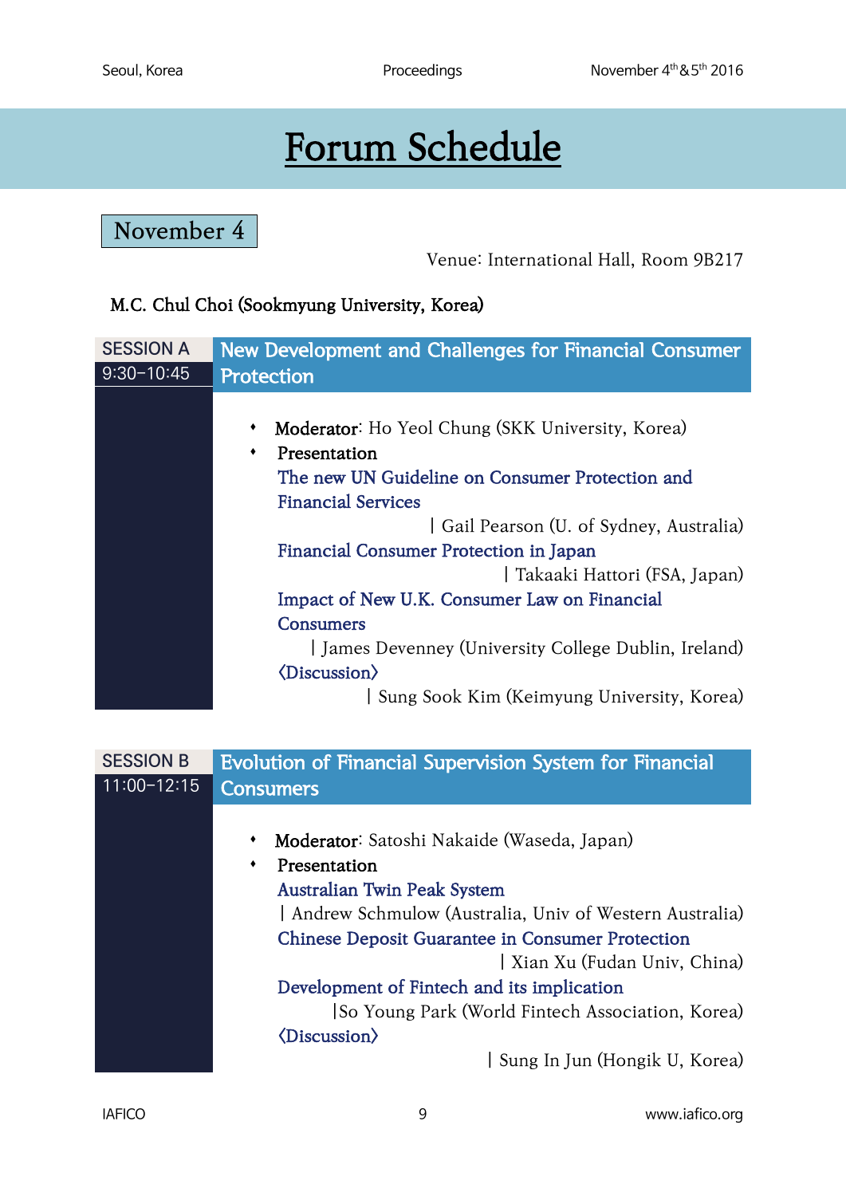# Forum Schedule

## November 4

Venue: International Hall, Room 9B217

M.C. Chul Choi (Sookmyung University, Korea)

### SESSION A 9:30–10:45 — New Development and Challenges for Financial Consumer Protection

- **Moderator**: Ho Yeol Chung (SKK University, Korea)
- **Presentation**

  The new UN Guideline on Consumer Protection and Financial Services
  | Gail Pearson (U. of Sydney, Australia)

  Financial Consumer Protection in Japan
  | Takaaki Hattori (FSA, Japan)

  Impact of New U.K. Consumer Law on Financial Consumers
  | James Devenney (University College Dublin, Ireland)

  〈Discussion〉
  | Sung Sook Kim (Keimyung University, Korea)

### SESSION B 11:00–12:15 — Evolution of Financial Supervision System for Financial Consumers

- **Moderator**: Satoshi Nakaide (Waseda, Japan)
- **Presentation**

  Australian Twin Peak System
  | Andrew Schmulow (Australia, Univ of Western Australia)

  Chinese Deposit Guarantee in Consumer Protection
  | Xian Xu (Fudan Univ, China)

  Development of Fintech and its implication
  |So Young Park (World Fintech Association, Korea)

  〈Discussion〉
  | Sung In Jun (Hongik U, Korea)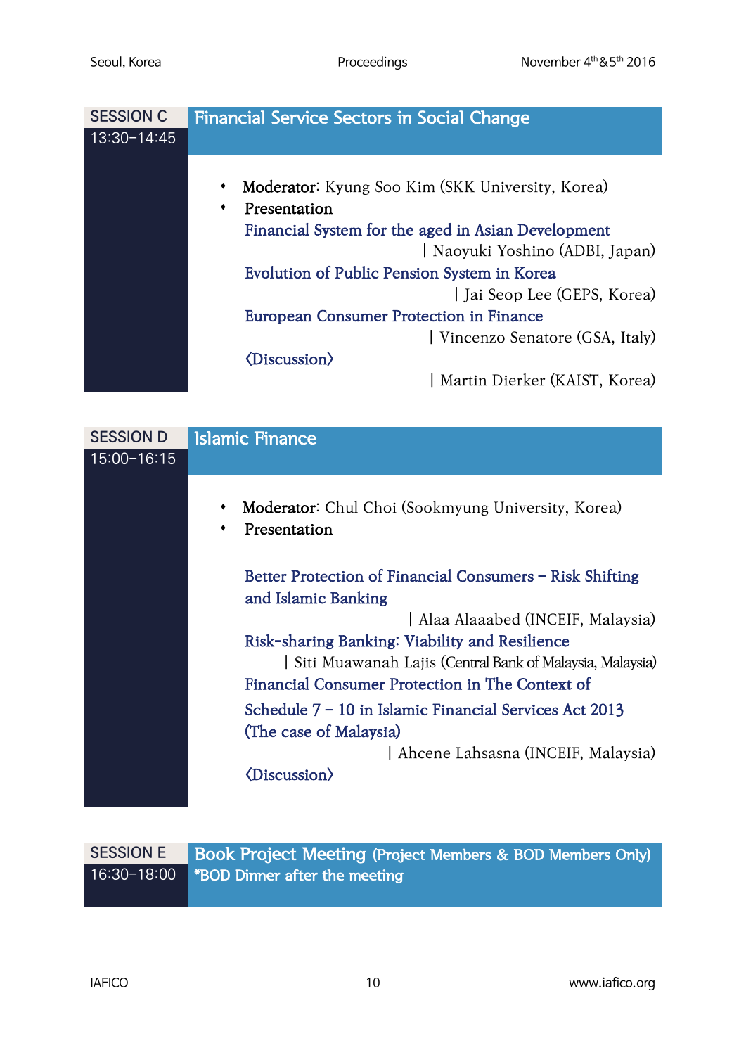## SESSION C 13:30-14:45 — Financial Service Sectors in Social Change

- **Moderator**: Kyung Soo Kim (SKK University, Korea)
- **Presentation**

Financial System for the aged in Asian Development
| Naoyuki Yoshino (ADBI, Japan)

Evolution of Public Pension System in Korea
| Jai Seop Lee (GEPS, Korea)

European Consumer Protection in Finance
| Vincenzo Senatore (GSA, Italy)

〈Discussion〉
| Martin Dierker (KAIST, Korea)

## SESSION D 15:00-16:15 — Islamic Finance

- **Moderator**: Chul Choi (Sookmyung University, Korea)
- **Presentation**

Better Protection of Financial Consumers – Risk Shifting and Islamic Banking
| Alaa Alaaabed (INCEIF, Malaysia)

Risk-sharing Banking: Viability and Resilience
| Siti Muawanah Lajis (Central Bank of Malaysia, Malaysia)

Financial Consumer Protection in The Context of Schedule 7 – 10 in Islamic Financial Services Act 2013 (The case of Malaysia)
| Ahcene Lahsasna (INCEIF, Malaysia)

〈Discussion〉

## SESSION E 16:30-18:00 — Book Project Meeting (Project Members & BOD Members Only)

*BOD Dinner after the meeting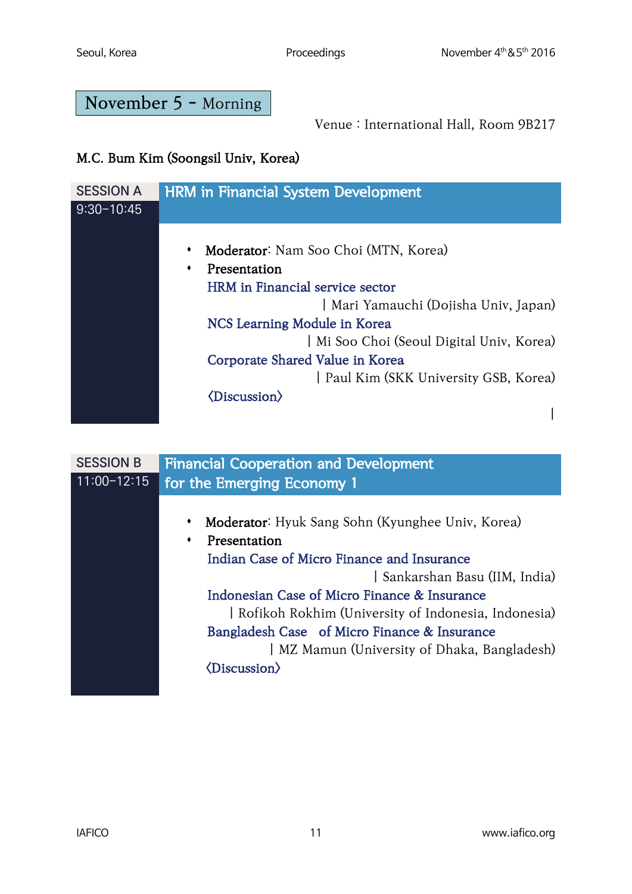## November 5 - Morning

Venue : International Hall, Room 9B217

M.C. Bum Kim (Soongsil Univ, Korea)

### SESSION A 9:30-10:45 — HRM in Financial System Development

- **Moderator**: Nam Soo Choi (MTN, Korea)
- **Presentation**

  HRM in Financial service sector
  | Mari Yamauchi (Dojisha Univ, Japan)

  NCS Learning Module in Korea
  | Mi Soo Choi (Seoul Digital Univ, Korea)

  Corporate Shared Value in Korea
  | Paul Kim (SKK University GSB, Korea)

  〈Discussion〉
  |

### SESSION B 11:00-12:15 — Financial Cooperation and Development for the Emerging Economy 1

- **Moderator**: Hyuk Sang Sohn (Kyunghee Univ, Korea)
- **Presentation**

  Indian Case of Micro Finance and Insurance
  | Sankarshan Basu (IIM, India)

  Indonesian Case of Micro Finance & Insurance
  | Rofikoh Rokhim (University of Indonesia, Indonesia)

  Bangladesh Case of Micro Finance & Insurance
  | MZ Mamun (University of Dhaka, Bangladesh)

  〈Discussion〉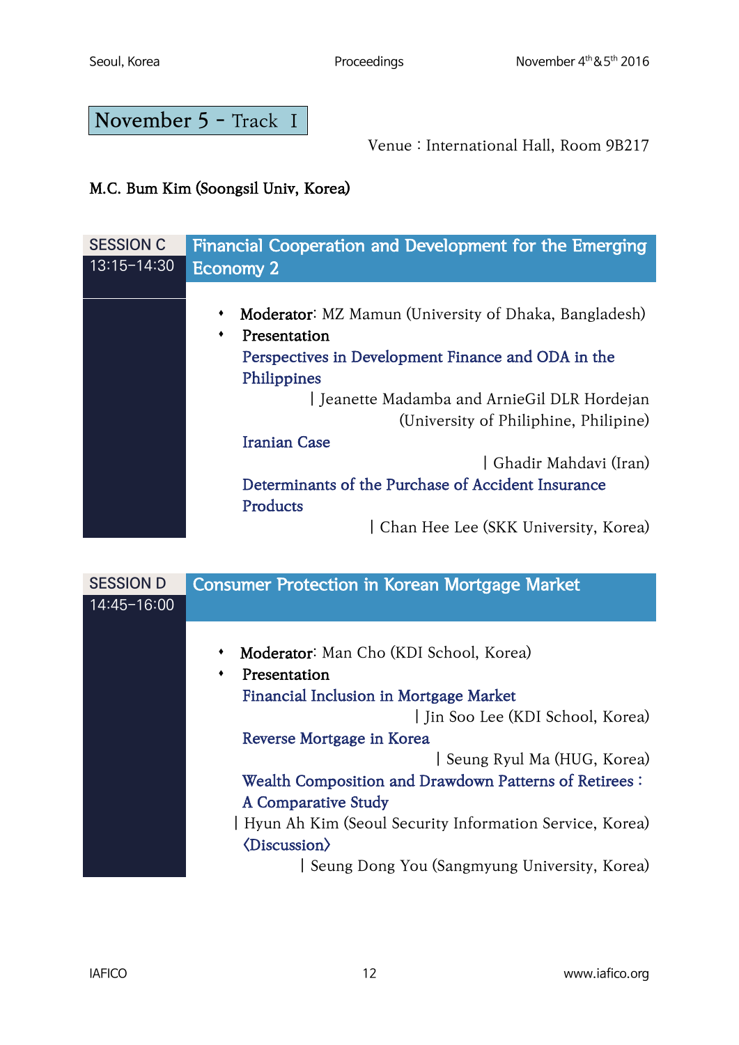## November 5 - Track I

Venue : International Hall, Room 9B217

M.C. Bum Kim (Soongsil Univ, Korea)

### SESSION C 13:15-14:30 — Financial Cooperation and Development for the Emerging Economy 2

- **Moderator**: MZ Mamun (University of Dhaka, Bangladesh)
- **Presentation**

  Perspectives in Development Finance and ODA in the Philippines
  | Jeanette Madamba and ArnieGil DLR Hordejan (University of Philiphine, Philipine)

  Iranian Case
  | Ghadir Mahdavi (Iran)

  Determinants of the Purchase of Accident Insurance Products
  | Chan Hee Lee (SKK University, Korea)

### SESSION D 14:45-16:00 — Consumer Protection in Korean Mortgage Market

- **Moderator**: Man Cho (KDI School, Korea)
- **Presentation**

  Financial Inclusion in Mortgage Market
  | Jin Soo Lee (KDI School, Korea)

  Reverse Mortgage in Korea
  | Seung Ryul Ma (HUG, Korea)

  Wealth Composition and Drawdown Patterns of Retirees : A Comparative Study
  | Hyun Ah Kim (Seoul Security Information Service, Korea)

  〈Discussion〉
  | Seung Dong You (Sangmyung University, Korea)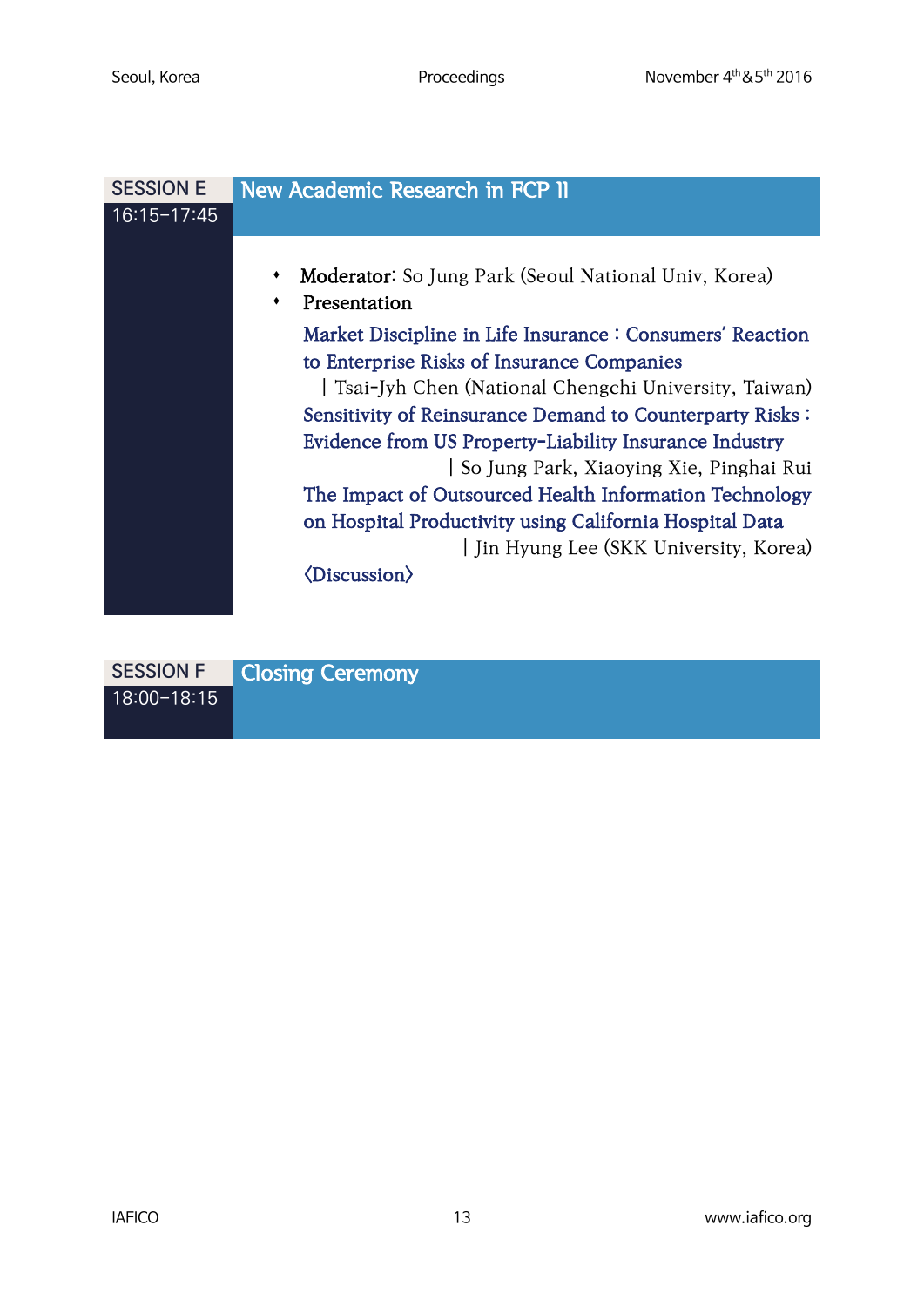## SESSION E 16:15-17:45 — New Academic Research in FCP II

- **Moderator**: So Jung Park (Seoul National Univ, Korea)
- **Presentation**

  Market Discipline in Life Insurance : Consumers' Reaction to Enterprise Risks of Insurance Companies
  | Tsai-Jyh Chen (National Chengchi University, Taiwan)

  Sensitivity of Reinsurance Demand to Counterparty Risks : Evidence from US Property-Liability Insurance Industry
  | So Jung Park, Xiaoying Xie, Pinghai Rui

  The Impact of Outsourced Health Information Technology on Hospital Productivity using California Hospital Data
  | Jin Hyung Lee (SKK University, Korea)

  〈Discussion〉

## SESSION F 18:00-18:15 — Closing Ceremony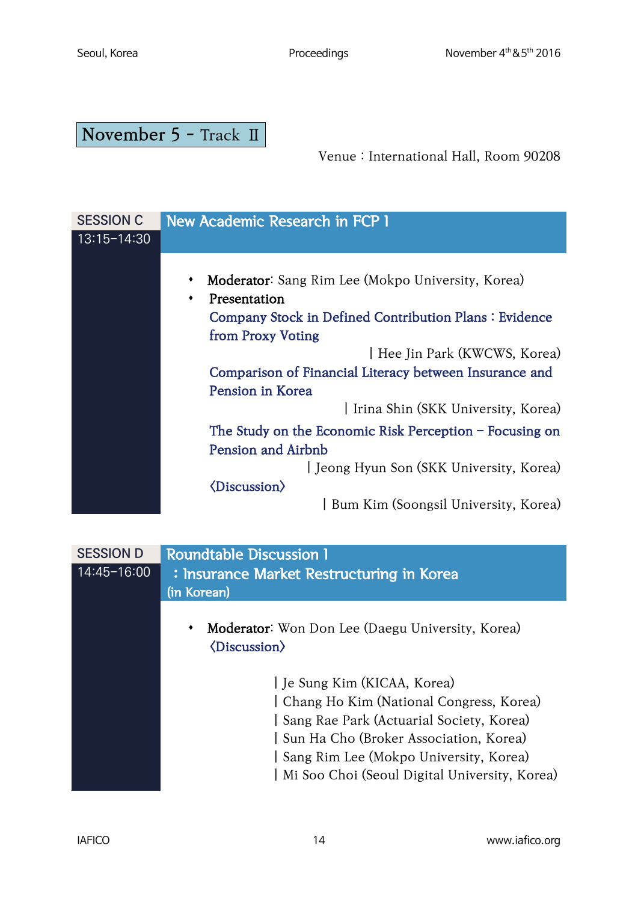## November 5 - Track Ⅱ

Venue : International Hall, Room 90208

### SESSION C 13:15-14:30 — New Academic Research in FCP 1

- **Moderator**: Sang Rim Lee (Mokpo University, Korea)
- **Presentation**

  Company Stock in Defined Contribution Plans : Evidence from Proxy Voting

  | Hee Jin Park (KWCWS, Korea)

  Comparison of Financial Literacy between Insurance and Pension in Korea

  | Irina Shin (SKK University, Korea)

  The Study on the Economic Risk Perception – Focusing on Pension and Airbnb

  | Jeong Hyun Son (SKK University, Korea)

  〈Discussion〉

  | Bum Kim (Soongsil University, Korea)

### SESSION D 14:45-16:00 — Roundtable Discussion 1 : Insurance Market Restructuring in Korea (in Korean)

- **Moderator**: Won Don Lee (Daegu University, Korea)

  〈Discussion〉

  | Je Sung Kim (KICAA, Korea)
  | Chang Ho Kim (National Congress, Korea)
  | Sang Rae Park (Actuarial Society, Korea)
  | Sun Ha Cho (Broker Association, Korea)
  | Sang Rim Lee (Mokpo University, Korea)
  | Mi Soo Choi (Seoul Digital University, Korea)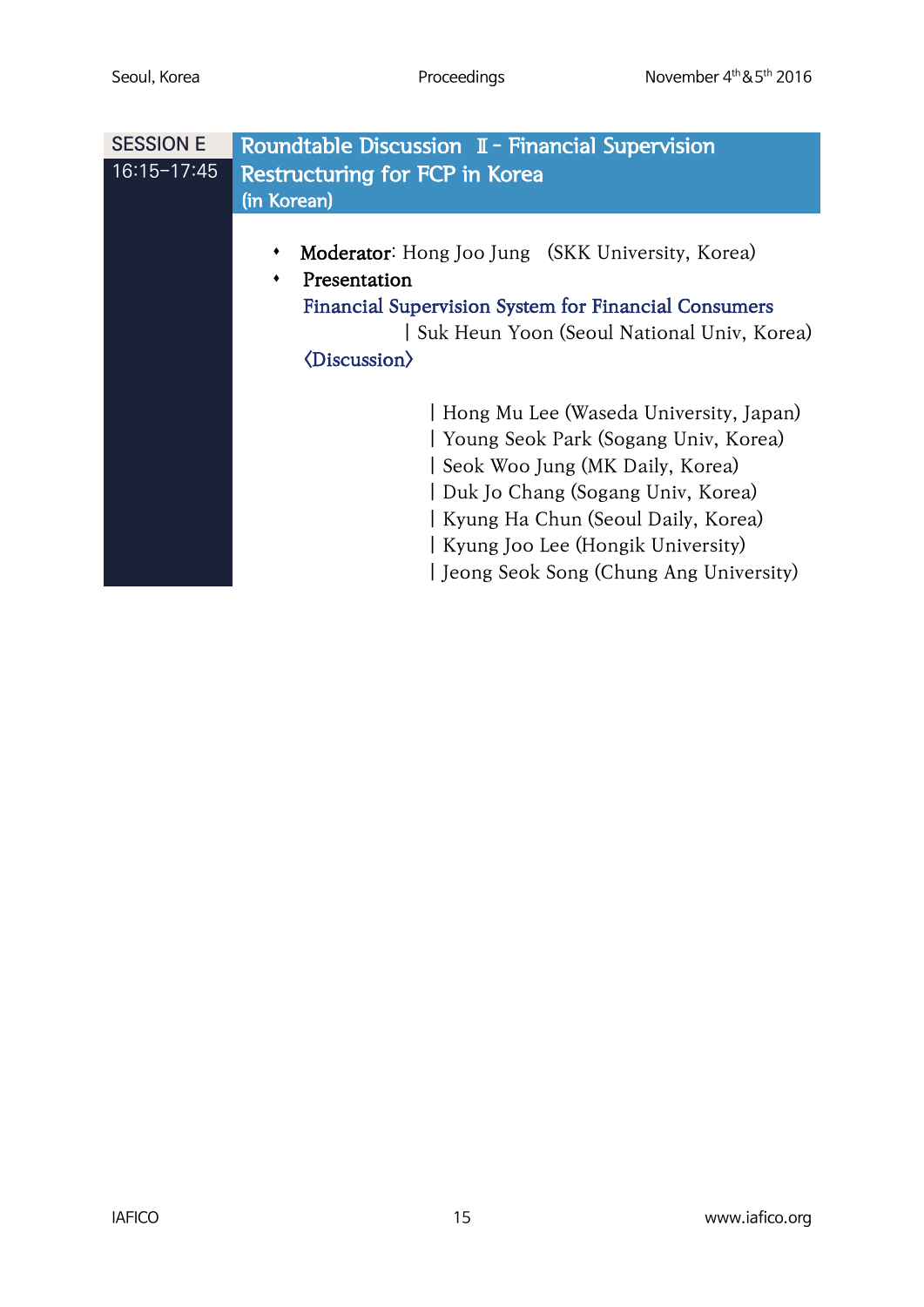## SESSION E
16:15-17:45

## Roundtable Discussion Ⅱ - Financial Supervision Restructuring for FCP in Korea
(in Korean)

- **Moderator**: Hong Joo Jung (SKK University, Korea)
- **Presentation**

  Financial Supervision System for Financial Consumers
  | Suk Heun Yoon (Seoul National Univ, Korea)

  〈Discussion〉

  | Hong Mu Lee (Waseda University, Japan)
  | Young Seok Park (Sogang Univ, Korea)
  | Seok Woo Jung (MK Daily, Korea)
  | Duk Jo Chang (Sogang Univ, Korea)
  | Kyung Ha Chun (Seoul Daily, Korea)
  | Kyung Joo Lee (Hongik University)
  | Jeong Seok Song (Chung Ang University)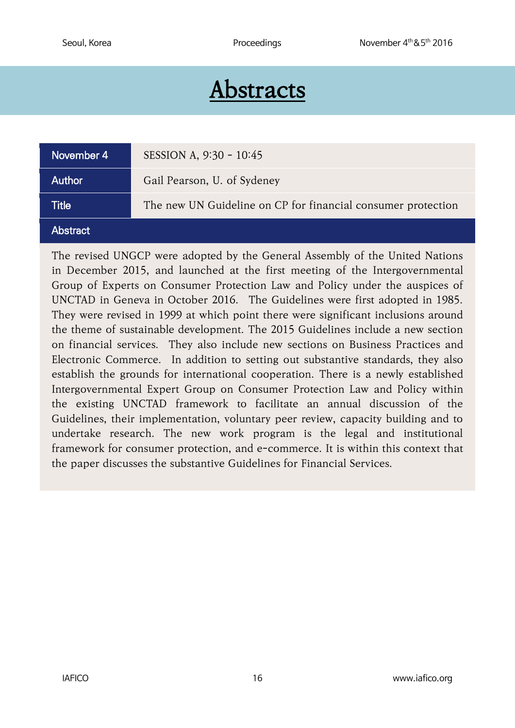# Abstracts

| November 4 | SESSION A, 9:30 - 10:45 |
|---|---|
| Author | Gail Pearson, U. of Sydeney |
| Title | The new UN Guideline on CP for financial consumer protection |

**Abstract**

The revised UNGCP were adopted by the General Assembly of the United Nations in December 2015, and launched at the first meeting of the Intergovernmental Group of Experts on Consumer Protection Law and Policy under the auspices of UNCTAD in Geneva in October 2016. The Guidelines were first adopted in 1985. They were revised in 1999 at which point there were significant inclusions around the theme of sustainable development. The 2015 Guidelines include a new section on financial services. They also include new sections on Business Practices and Electronic Commerce. In addition to setting out substantive standards, they also establish the grounds for international cooperation. There is a newly established Intergovernmental Expert Group on Consumer Protection Law and Policy within the existing UNCTAD framework to facilitate an annual discussion of the Guidelines, their implementation, voluntary peer review, capacity building and to undertake research. The new work program is the legal and institutional framework for consumer protection, and e-commerce. It is within this context that the paper discusses the substantive Guidelines for Financial Services.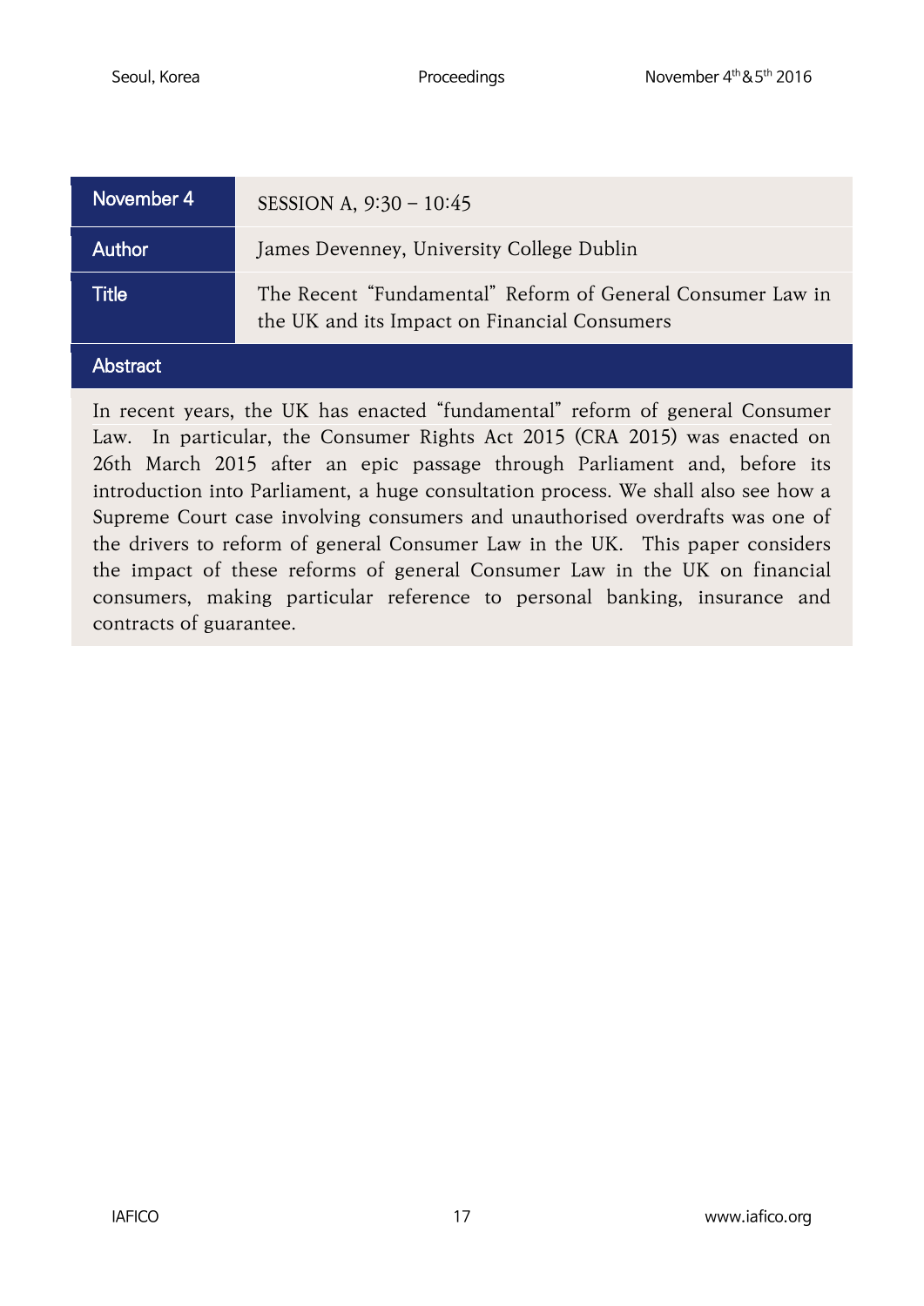| November 4 | SESSION A, 9:30 – 10:45 |
| --- | --- |
| Author | James Devenney, University College Dublin |
| Title | The Recent "Fundamental" Reform of General Consumer Law in the UK and its Impact on Financial Consumers |

## Abstract

In recent years, the UK has enacted "fundamental" reform of general Consumer Law. In particular, the Consumer Rights Act 2015 (CRA 2015) was enacted on 26th March 2015 after an epic passage through Parliament and, before its introduction into Parliament, a huge consultation process. We shall also see how a Supreme Court case involving consumers and unauthorised overdrafts was one of the drivers to reform of general Consumer Law in the UK. This paper considers the impact of these reforms of general Consumer Law in the UK on financial consumers, making particular reference to personal banking, insurance and contracts of guarantee.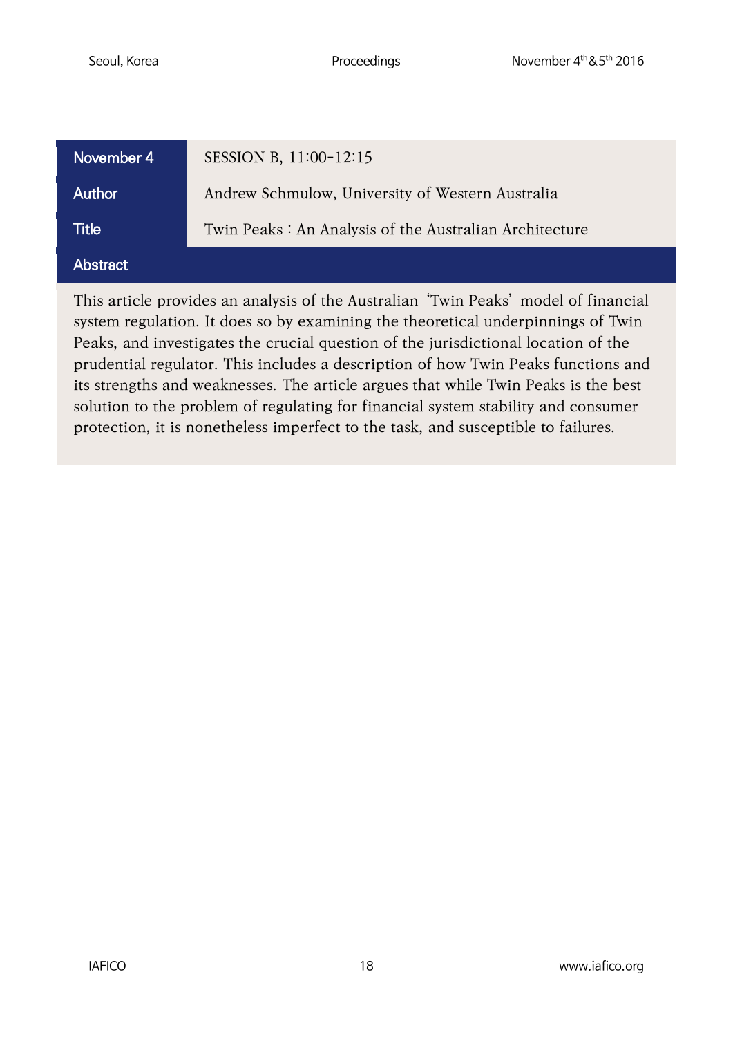| November 4 | SESSION B, 11:00-12:15 |
| --- | --- |
| Author | Andrew Schmulow, University of Western Australia |
| Title | Twin Peaks : An Analysis of the Australian Architecture |

## Abstract

This article provides an analysis of the Australian 'Twin Peaks' model of financial system regulation. It does so by examining the theoretical underpinnings of Twin Peaks, and investigates the crucial question of the jurisdictional location of the prudential regulator. This includes a description of how Twin Peaks functions and its strengths and weaknesses. The article argues that while Twin Peaks is the best solution to the problem of regulating for financial system stability and consumer protection, it is nonetheless imperfect to the task, and susceptible to failures.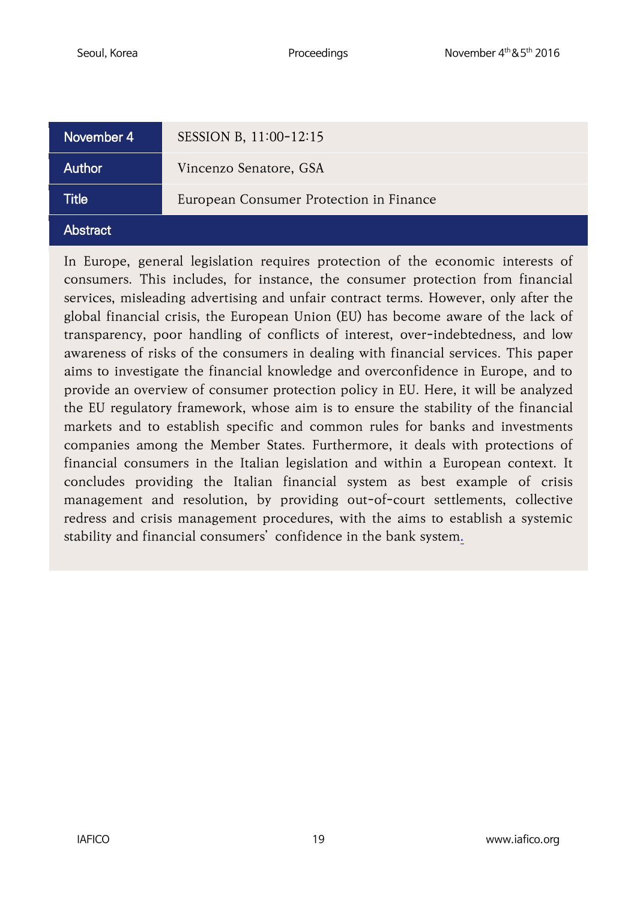| November 4 | SESSION B, 11:00-12:15 |
| --- | --- |
| Author | Vincenzo Senatore, GSA |
| Title | European Consumer Protection in Finance |

## Abstract

In Europe, general legislation requires protection of the economic interests of consumers. This includes, for instance, the consumer protection from financial services, misleading advertising and unfair contract terms. However, only after the global financial crisis, the European Union (EU) has become aware of the lack of transparency, poor handling of conflicts of interest, over-indebtedness, and low awareness of risks of the consumers in dealing with financial services. This paper aims to investigate the financial knowledge and overconfidence in Europe, and to provide an overview of consumer protection policy in EU. Here, it will be analyzed the EU regulatory framework, whose aim is to ensure the stability of the financial markets and to establish specific and common rules for banks and investments companies among the Member States. Furthermore, it deals with protections of financial consumers in the Italian legislation and within a European context. It concludes providing the Italian financial system as best example of crisis management and resolution, by providing out-of-court settlements, collective redress and crisis management procedures, with the aims to establish a systemic stability and financial consumers' confidence in the bank system.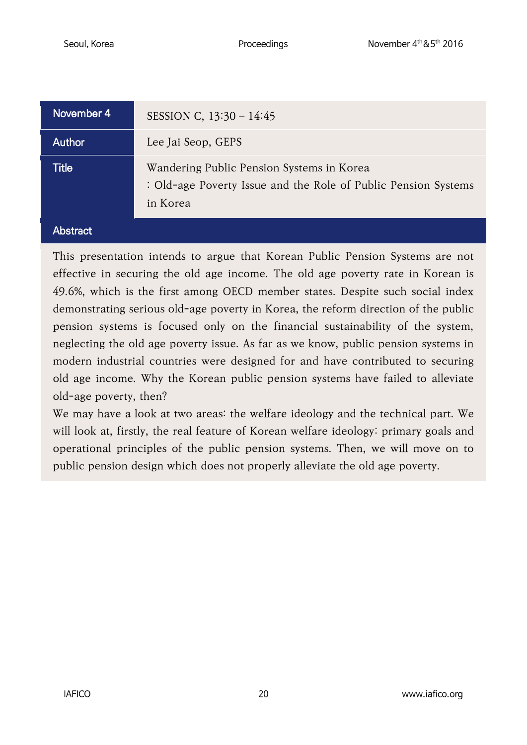| November 4 | SESSION C, 13:30 – 14:45 |
| --- | --- |
| Author | Lee Jai Seop, GEPS |
| Title | Wandering Public Pension Systems in Korea<br>: Old-age Poverty Issue and the Role of Public Pension Systems in Korea |

## Abstract

This presentation intends to argue that Korean Public Pension Systems are not effective in securing the old age income. The old age poverty rate in Korean is 49.6%, which is the first among OECD member states. Despite such social index demonstrating serious old-age poverty in Korea, the reform direction of the public pension systems is focused only on the financial sustainability of the system, neglecting the old age poverty issue. As far as we know, public pension systems in modern industrial countries were designed for and have contributed to securing old age income. Why the Korean public pension systems have failed to alleviate old-age poverty, then?

We may have a look at two areas: the welfare ideology and the technical part. We will look at, firstly, the real feature of Korean welfare ideology: primary goals and operational principles of the public pension systems. Then, we will move on to public pension design which does not properly alleviate the old age poverty.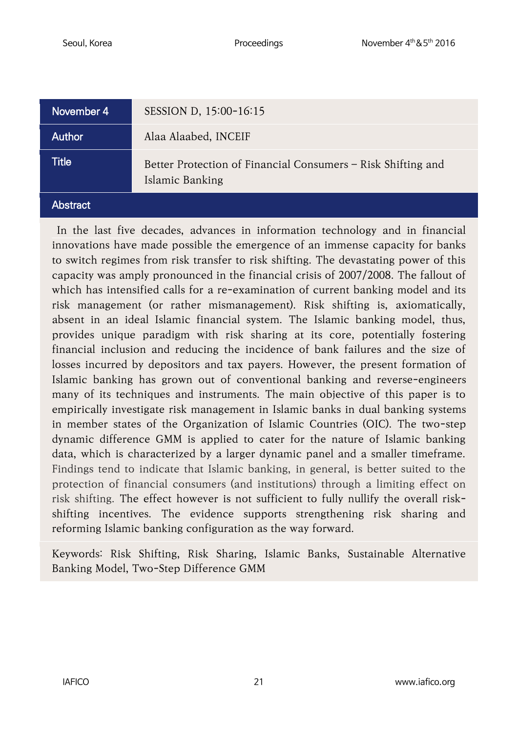| November 4 | SESSION D, 15:00-16:15 |
| --- | --- |
| Author | Alaa Alaabed, INCEIF |
| Title | Better Protection of Financial Consumers – Risk Shifting and Islamic Banking |

## Abstract

In the last five decades, advances in information technology and in financial innovations have made possible the emergence of an immense capacity for banks to switch regimes from risk transfer to risk shifting. The devastating power of this capacity was amply pronounced in the financial crisis of 2007/2008. The fallout of which has intensified calls for a re-examination of current banking model and its risk management (or rather mismanagement). Risk shifting is, axiomatically, absent in an ideal Islamic financial system. The Islamic banking model, thus, provides unique paradigm with risk sharing at its core, potentially fostering financial inclusion and reducing the incidence of bank failures and the size of losses incurred by depositors and tax payers. However, the present formation of Islamic banking has grown out of conventional banking and reverse-engineers many of its techniques and instruments. The main objective of this paper is to empirically investigate risk management in Islamic banks in dual banking systems in member states of the Organization of Islamic Countries (OIC). The two-step dynamic difference GMM is applied to cater for the nature of Islamic banking data, which is characterized by a larger dynamic panel and a smaller timeframe. Findings tend to indicate that Islamic banking, in general, is better suited to the protection of financial consumers (and institutions) through a limiting effect on risk shifting. The effect however is not sufficient to fully nullify the overall risk-shifting incentives. The evidence supports strengthening risk sharing and reforming Islamic banking configuration as the way forward.

Keywords: Risk Shifting, Risk Sharing, Islamic Banks, Sustainable Alternative Banking Model, Two-Step Difference GMM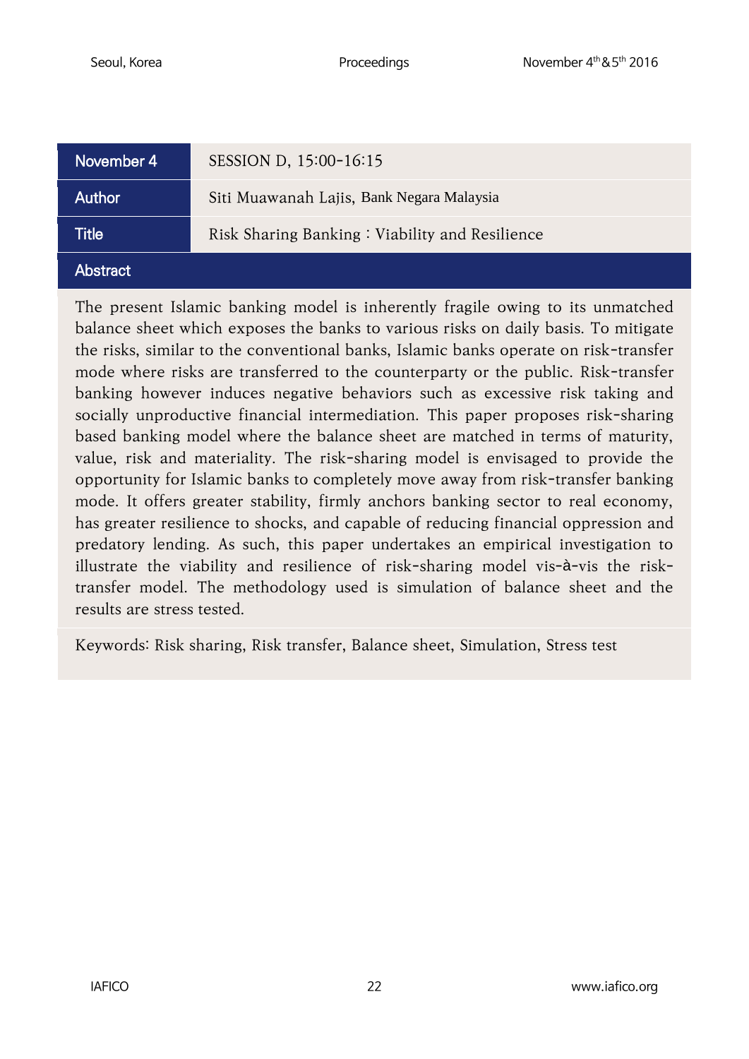| November 4 | SESSION D, 15:00-16:15 |
| --- | --- |
| Author | Siti Muawanah Lajis, Bank Negara Malaysia |
| Title | Risk Sharing Banking : Viability and Resilience |

**Abstract**

The present Islamic banking model is inherently fragile owing to its unmatched balance sheet which exposes the banks to various risks on daily basis. To mitigate the risks, similar to the conventional banks, Islamic banks operate on risk-transfer mode where risks are transferred to the counterparty or the public. Risk-transfer banking however induces negative behaviors such as excessive risk taking and socially unproductive financial intermediation. This paper proposes risk-sharing based banking model where the balance sheet are matched in terms of maturity, value, risk and materiality. The risk-sharing model is envisaged to provide the opportunity for Islamic banks to completely move away from risk-transfer banking mode. It offers greater stability, firmly anchors banking sector to real economy, has greater resilience to shocks, and capable of reducing financial oppression and predatory lending. As such, this paper undertakes an empirical investigation to illustrate the viability and resilience of risk-sharing model vis-à-vis the risk-transfer model. The methodology used is simulation of balance sheet and the results are stress tested.

Keywords: Risk sharing, Risk transfer, Balance sheet, Simulation, Stress test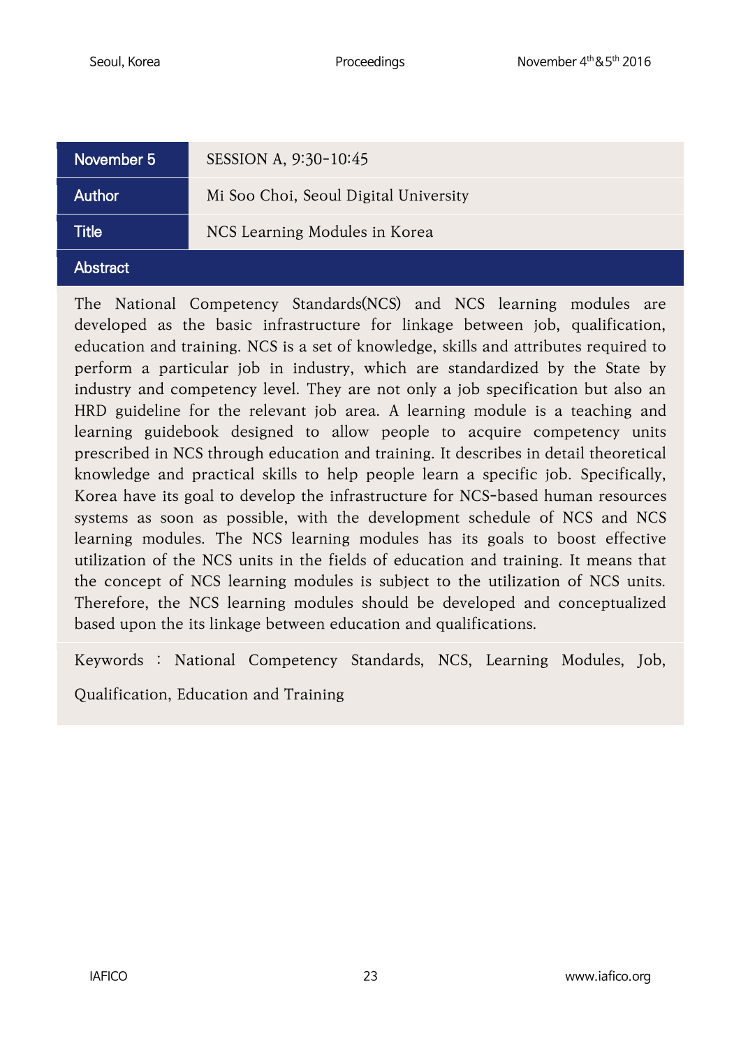| November 5 | SESSION A, 9:30-10:45 |
| --- | --- |
| Author | Mi Soo Choi, Seoul Digital University |
| Title | NCS Learning Modules in Korea |

## Abstract

The National Competency Standards(NCS) and NCS learning modules are developed as the basic infrastructure for linkage between job, qualification, education and training. NCS is a set of knowledge, skills and attributes required to perform a particular job in industry, which are standardized by the State by industry and competency level. They are not only a job specification but also an HRD guideline for the relevant job area. A learning module is a teaching and learning guidebook designed to allow people to acquire competency units prescribed in NCS through education and training. It describes in detail theoretical knowledge and practical skills to help people learn a specific job. Specifically, Korea have its goal to develop the infrastructure for NCS-based human resources systems as soon as possible, with the development schedule of NCS and NCS learning modules. The NCS learning modules has its goals to boost effective utilization of the NCS units in the fields of education and training. It means that the concept of NCS learning modules is subject to the utilization of NCS units. Therefore, the NCS learning modules should be developed and conceptualized based upon the its linkage between education and qualifications.

Keywords : National Competency Standards, NCS, Learning Modules, Job, Qualification, Education and Training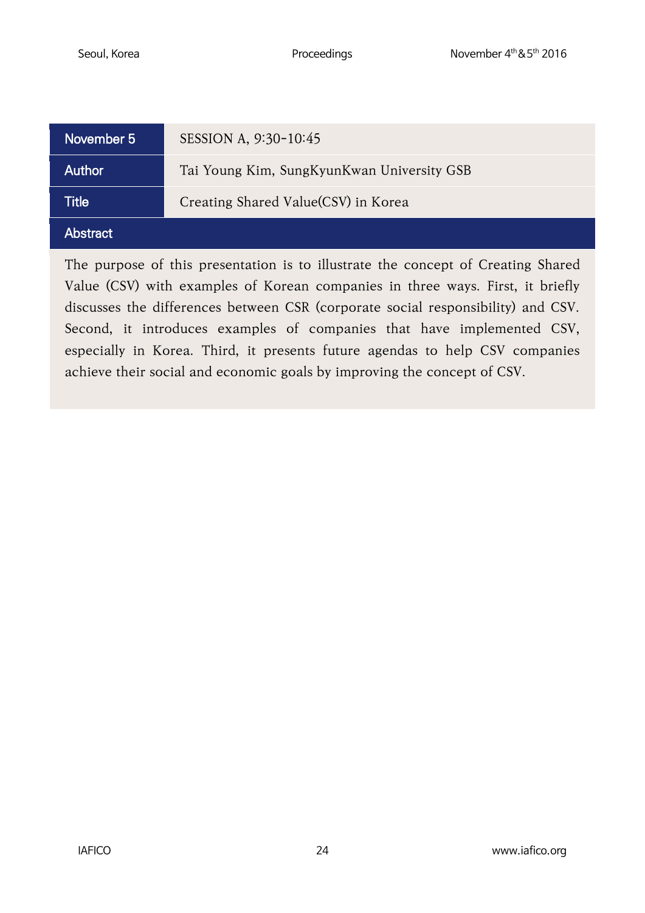| November 5 | SESSION A, 9:30-10:45 |
|---|---|
| Author | Tai Young Kim, SungKyunKwan University GSB |
| Title | Creating Shared Value(CSV) in Korea |

**Abstract**

The purpose of this presentation is to illustrate the concept of Creating Shared Value (CSV) with examples of Korean companies in three ways. First, it briefly discusses the differences between CSR (corporate social responsibility) and CSV. Second, it introduces examples of companies that have implemented CSV, especially in Korea. Third, it presents future agendas to help CSV companies achieve their social and economic goals by improving the concept of CSV.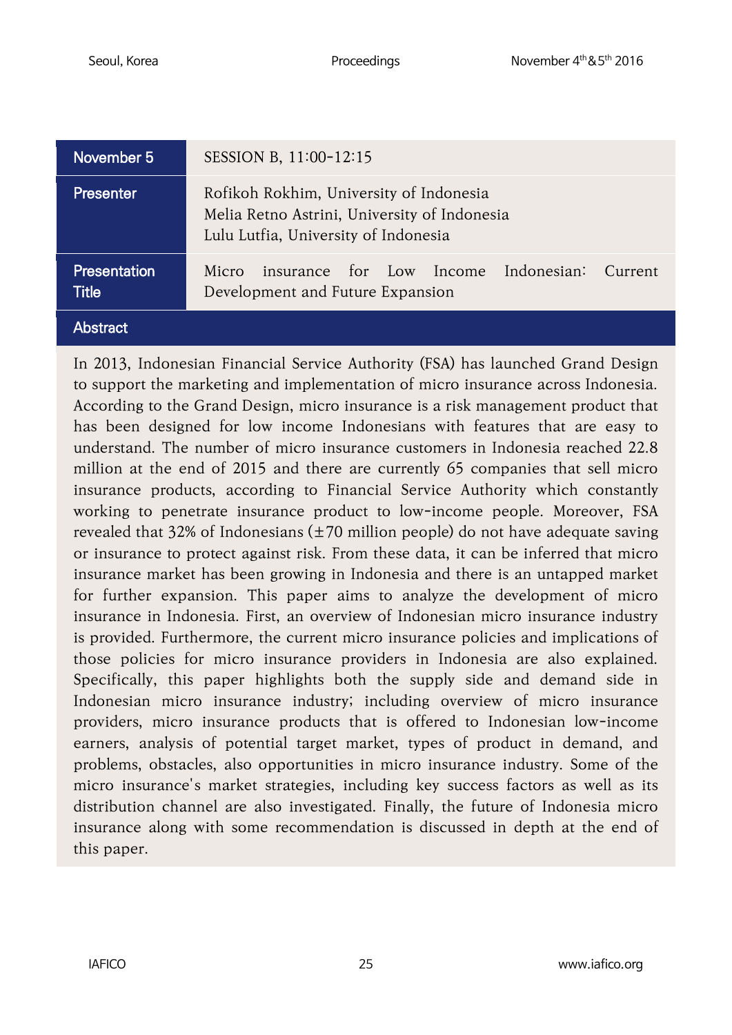| November 5 | SESSION B, 11:00-12:15 |
| --- | --- |
| Presenter | Rofikoh Rokhim, University of Indonesia<br>Melia Retno Astrini, University of Indonesia<br>Lulu Lutfia, University of Indonesia |
| Presentation Title | Micro insurance for Low Income Indonesian: Current Development and Future Expansion |

## Abstract

In 2013, Indonesian Financial Service Authority (FSA) has launched Grand Design to support the marketing and implementation of micro insurance across Indonesia. According to the Grand Design, micro insurance is a risk management product that has been designed for low income Indonesians with features that are easy to understand. The number of micro insurance customers in Indonesia reached 22.8 million at the end of 2015 and there are currently 65 companies that sell micro insurance products, according to Financial Service Authority which constantly working to penetrate insurance product to low-income people. Moreover, FSA revealed that 32% of Indonesians (±70 million people) do not have adequate saving or insurance to protect against risk. From these data, it can be inferred that micro insurance market has been growing in Indonesia and there is an untapped market for further expansion. This paper aims to analyze the development of micro insurance in Indonesia. First, an overview of Indonesian micro insurance industry is provided. Furthermore, the current micro insurance policies and implications of those policies for micro insurance providers in Indonesia are also explained. Specifically, this paper highlights both the supply side and demand side in Indonesian micro insurance industry; including overview of micro insurance providers, micro insurance products that is offered to Indonesian low-income earners, analysis of potential target market, types of product in demand, and problems, obstacles, also opportunities in micro insurance industry. Some of the micro insurance's market strategies, including key success factors as well as its distribution channel are also investigated. Finally, the future of Indonesia micro insurance along with some recommendation is discussed in depth at the end of this paper.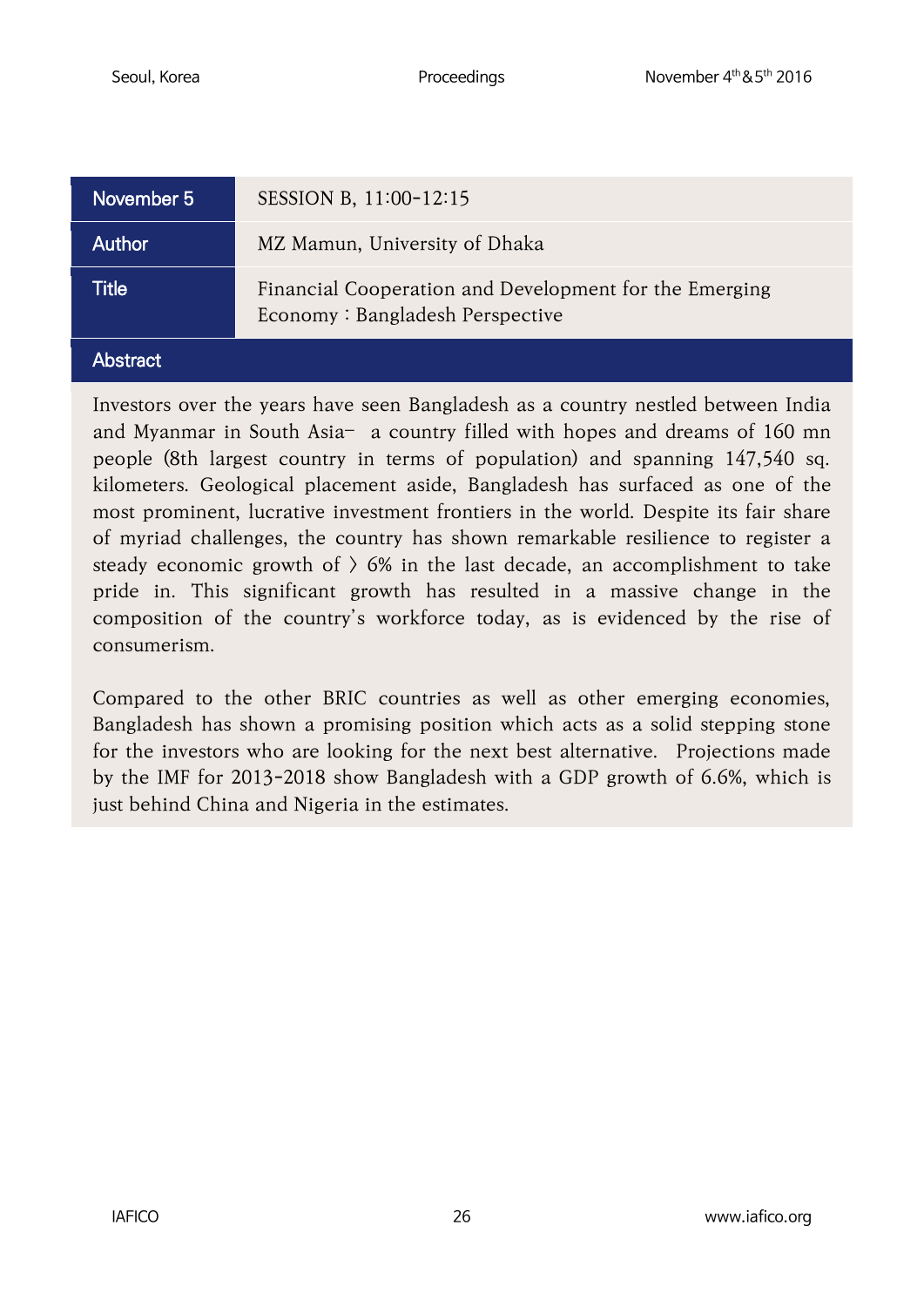| November 5 | SESSION B, 11:00-12:15 |
| --- | --- |
| Author | MZ Mamun, University of Dhaka |
| Title | Financial Cooperation and Development for the Emerging Economy : Bangladesh Perspective |

## Abstract

Investors over the years have seen Bangladesh as a country nestled between India and Myanmar in South Asia– a country filled with hopes and dreams of 160 mn people (8th largest country in terms of population) and spanning 147,540 sq. kilometers. Geological placement aside, Bangladesh has surfaced as one of the most prominent, lucrative investment frontiers in the world. Despite its fair share of myriad challenges, the country has shown remarkable resilience to register a steady economic growth of 〉 6% in the last decade, an accomplishment to take pride in. This significant growth has resulted in a massive change in the composition of the country's workforce today, as is evidenced by the rise of consumerism.

Compared to the other BRIC countries as well as other emerging economies, Bangladesh has shown a promising position which acts as a solid stepping stone for the investors who are looking for the next best alternative. Projections made by the IMF for 2013-2018 show Bangladesh with a GDP growth of 6.6%, which is just behind China and Nigeria in the estimates.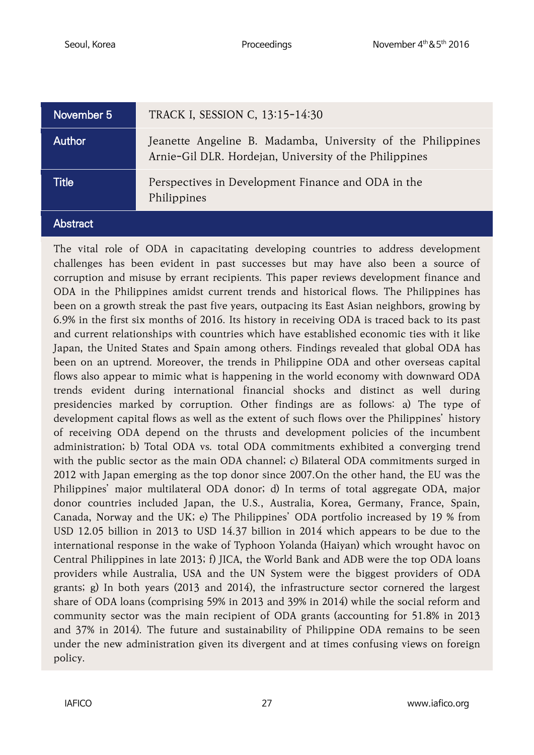| November 5 | TRACK I, SESSION C, 13:15-14:30 |
| --- | --- |
| Author | Jeanette Angeline B. Madamba, University of the Philippines<br>Arnie-Gil DLR. Hordejan, University of the Philippines |
| Title | Perspectives in Development Finance and ODA in the Philippines |

## Abstract

The vital role of ODA in capacitating developing countries to address development challenges has been evident in past successes but may have also been a source of corruption and misuse by errant recipients. This paper reviews development finance and ODA in the Philippines amidst current trends and historical flows. The Philippines has been on a growth streak the past five years, outpacing its East Asian neighbors, growing by 6.9% in the first six months of 2016. Its history in receiving ODA is traced back to its past and current relationships with countries which have established economic ties with it like Japan, the United States and Spain among others. Findings revealed that global ODA has been on an uptrend. Moreover, the trends in Philippine ODA and other overseas capital flows also appear to mimic what is happening in the world economy with downward ODA trends evident during international financial shocks and distinct as well during presidencies marked by corruption. Other findings are as follows: a) The type of development capital flows as well as the extent of such flows over the Philippines' history of receiving ODA depend on the thrusts and development policies of the incumbent administration; b) Total ODA vs. total ODA commitments exhibited a converging trend with the public sector as the main ODA channel; c) Bilateral ODA commitments surged in 2012 with Japan emerging as the top donor since 2007.On the other hand, the EU was the Philippines' major multilateral ODA donor; d) In terms of total aggregate ODA, major donor countries included Japan, the U.S., Australia, Korea, Germany, France, Spain, Canada, Norway and the UK; e) The Philippines' ODA portfolio increased by 19 % from USD 12.05 billion in 2013 to USD 14.37 billion in 2014 which appears to be due to the international response in the wake of Typhoon Yolanda (Haiyan) which wrought havoc on Central Philippines in late 2013; f) JICA, the World Bank and ADB were the top ODA loans providers while Australia, USA and the UN System were the biggest providers of ODA grants; g) In both years (2013 and 2014), the infrastructure sector cornered the largest share of ODA loans (comprising 59% in 2013 and 39% in 2014) while the social reform and community sector was the main recipient of ODA grants (accounting for 51.8% in 2013 and 37% in 2014). The future and sustainability of Philippine ODA remains to be seen under the new administration given its divergent and at times confusing views on foreign policy.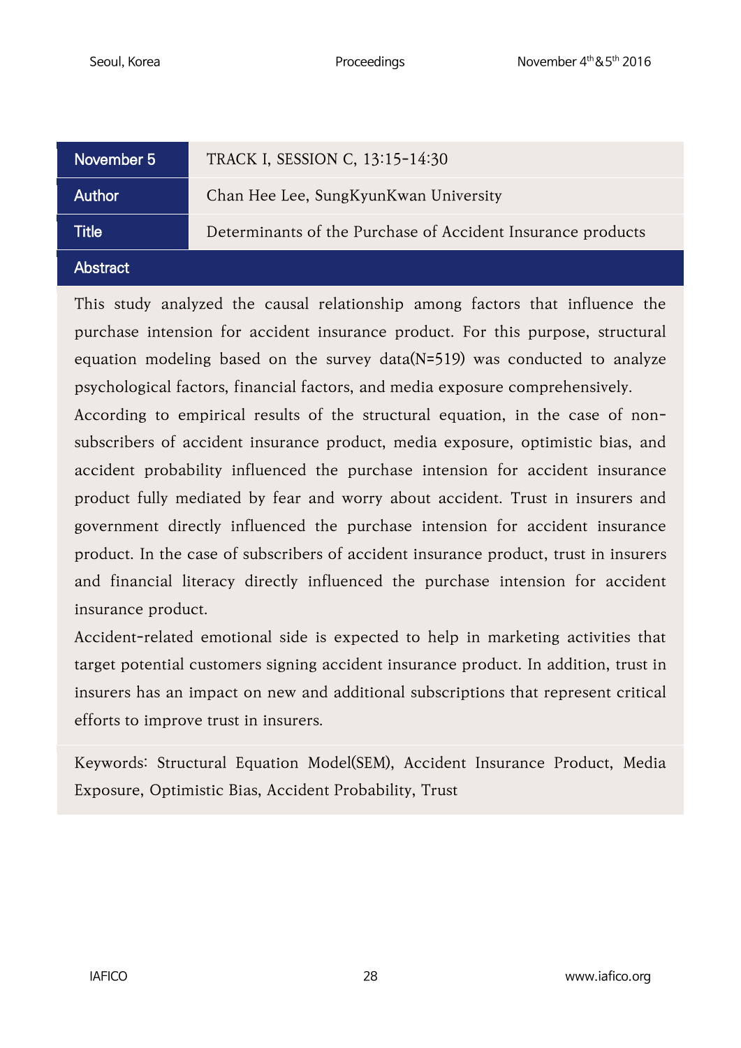| November 5 | TRACK I, SESSION C, 13:15-14:30 |
| --- | --- |
| Author | Chan Hee Lee, SungKyunKwan University |
| Title | Determinants of the Purchase of Accident Insurance products |

## Abstract

This study analyzed the causal relationship among factors that influence the purchase intension for accident insurance product. For this purpose, structural equation modeling based on the survey data(N=519) was conducted to analyze psychological factors, financial factors, and media exposure comprehensively.

According to empirical results of the structural equation, in the case of non-subscribers of accident insurance product, media exposure, optimistic bias, and accident probability influenced the purchase intension for accident insurance product fully mediated by fear and worry about accident. Trust in insurers and government directly influenced the purchase intension for accident insurance product. In the case of subscribers of accident insurance product, trust in insurers and financial literacy directly influenced the purchase intension for accident insurance product.

Accident-related emotional side is expected to help in marketing activities that target potential customers signing accident insurance product. In addition, trust in insurers has an impact on new and additional subscriptions that represent critical efforts to improve trust in insurers.

Keywords: Structural Equation Model(SEM), Accident Insurance Product, Media Exposure, Optimistic Bias, Accident Probability, Trust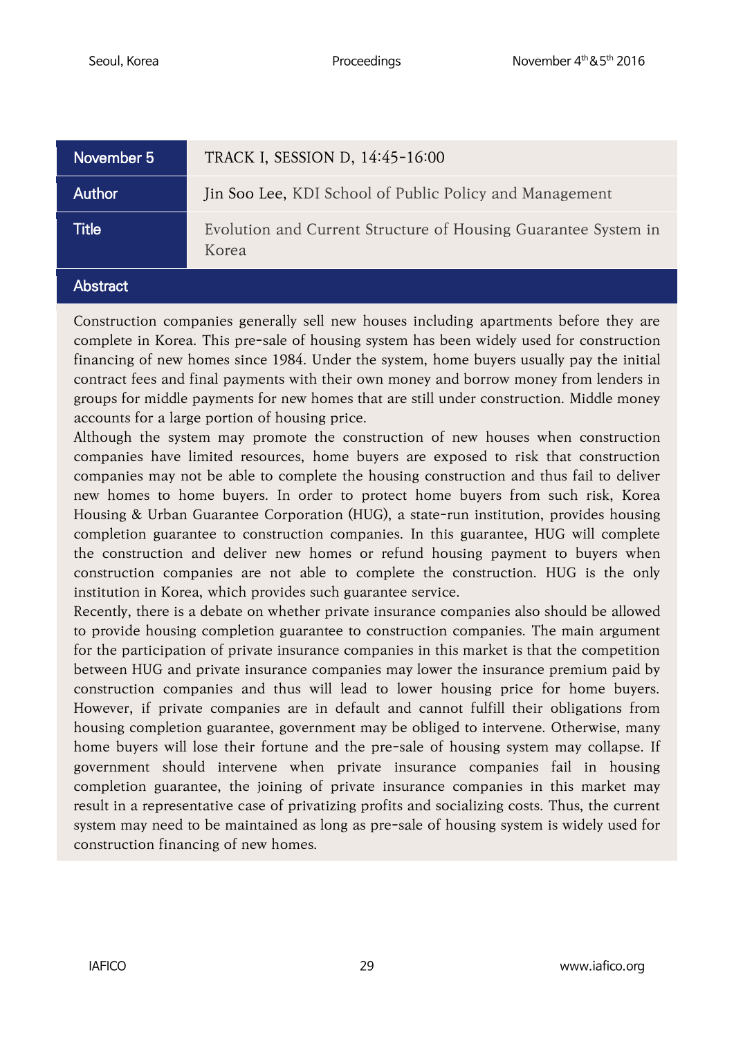| November 5 | TRACK I, SESSION D, 14:45-16:00 |
| --- | --- |
| Author | Jin Soo Lee, KDI School of Public Policy and Management |
| Title | Evolution and Current Structure of Housing Guarantee System in Korea |

## Abstract

Construction companies generally sell new houses including apartments before they are complete in Korea. This pre-sale of housing system has been widely used for construction financing of new homes since 1984. Under the system, home buyers usually pay the initial contract fees and final payments with their own money and borrow money from lenders in groups for middle payments for new homes that are still under construction. Middle money accounts for a large portion of housing price.

Although the system may promote the construction of new houses when construction companies have limited resources, home buyers are exposed to risk that construction companies may not be able to complete the housing construction and thus fail to deliver new homes to home buyers. In order to protect home buyers from such risk, Korea Housing & Urban Guarantee Corporation (HUG), a state-run institution, provides housing completion guarantee to construction companies. In this guarantee, HUG will complete the construction and deliver new homes or refund housing payment to buyers when construction companies are not able to complete the construction. HUG is the only institution in Korea, which provides such guarantee service.

Recently, there is a debate on whether private insurance companies also should be allowed to provide housing completion guarantee to construction companies. The main argument for the participation of private insurance companies in this market is that the competition between HUG and private insurance companies may lower the insurance premium paid by construction companies and thus will lead to lower housing price for home buyers. However, if private companies are in default and cannot fulfill their obligations from housing completion guarantee, government may be obliged to intervene. Otherwise, many home buyers will lose their fortune and the pre-sale of housing system may collapse. If government should intervene when private insurance companies fail in housing completion guarantee, the joining of private insurance companies in this market may result in a representative case of privatizing profits and socializing costs. Thus, the current system may need to be maintained as long as pre-sale of housing system is widely used for construction financing of new homes.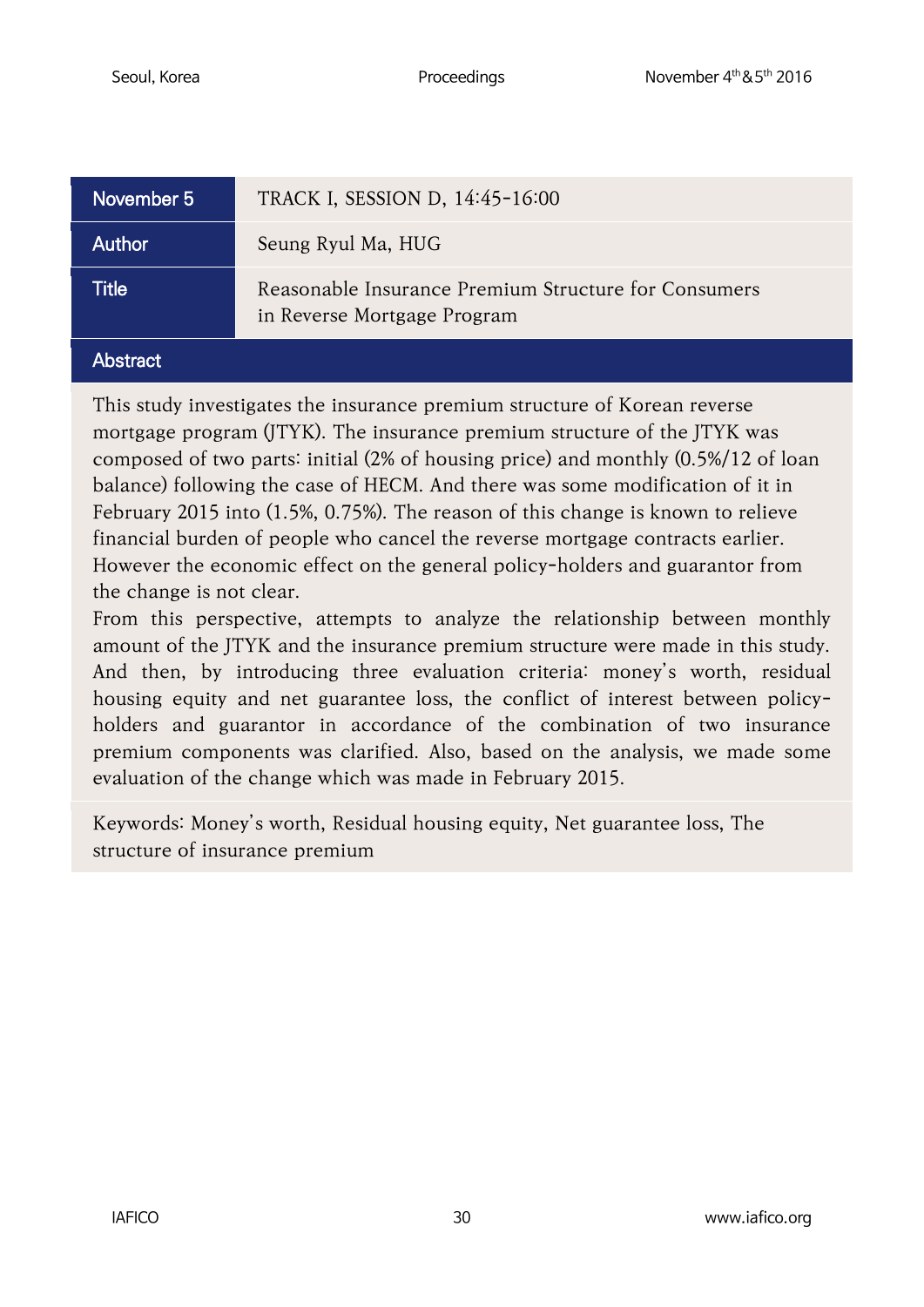| November 5 | TRACK I, SESSION D, 14:45-16:00 |
| --- | --- |
| Author | Seung Ryul Ma, HUG |
| Title | Reasonable Insurance Premium Structure for Consumers in Reverse Mortgage Program |

## Abstract

This study investigates the insurance premium structure of Korean reverse mortgage program (JTYK). The insurance premium structure of the JTYK was composed of two parts: initial (2% of housing price) and monthly (0.5%/12 of loan balance) following the case of HECM. And there was some modification of it in February 2015 into (1.5%, 0.75%). The reason of this change is known to relieve financial burden of people who cancel the reverse mortgage contracts earlier. However the economic effect on the general policy-holders and guarantor from the change is not clear.

From this perspective, attempts to analyze the relationship between monthly amount of the JTYK and the insurance premium structure were made in this study. And then, by introducing three evaluation criteria: money's worth, residual housing equity and net guarantee loss, the conflict of interest between policy-holders and guarantor in accordance of the combination of two insurance premium components was clarified. Also, based on the analysis, we made some evaluation of the change which was made in February 2015.

Keywords: Money's worth, Residual housing equity, Net guarantee loss, The structure of insurance premium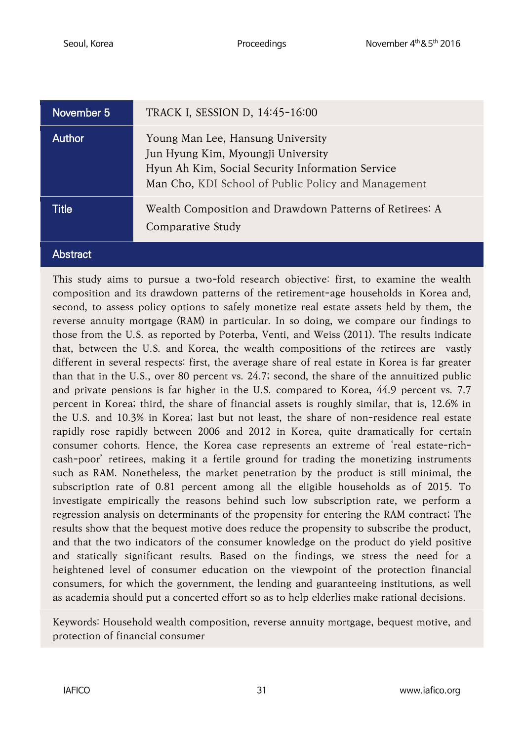| November 5 | TRACK I, SESSION D, 14:45-16:00 |
|---|---|
| Author | Young Man Lee, Hansung University<br>Jun Hyung Kim, Myoungji University<br>Hyun Ah Kim, Social Security Information Service<br>Man Cho, KDI School of Public Policy and Management |
| Title | Wealth Composition and Drawdown Patterns of Retirees: A Comparative Study |

## Abstract

This study aims to pursue a two-fold research objective: first, to examine the wealth composition and its drawdown patterns of the retirement-age households in Korea and, second, to assess policy options to safely monetize real estate assets held by them, the reverse annuity mortgage (RAM) in particular. In so doing, we compare our findings to those from the U.S. as reported by Poterba, Venti, and Weiss (2011). The results indicate that, between the U.S. and Korea, the wealth compositions of the retirees are vastly different in several respects: first, the average share of real estate in Korea is far greater than that in the U.S., over 80 percent vs. 24.7; second, the share of the annuitized public and private pensions is far higher in the U.S. compared to Korea, 44.9 percent vs. 7.7 percent in Korea; third, the share of financial assets is roughly similar, that is, 12.6% in the U.S. and 10.3% in Korea; last but not least, the share of non-residence real estate rapidly rose rapidly between 2006 and 2012 in Korea, quite dramatically for certain consumer cohorts. Hence, the Korea case represents an extreme of 'real estate-rich-cash-poor' retirees, making it a fertile ground for trading the monetizing instruments such as RAM. Nonetheless, the market penetration by the product is still minimal, the subscription rate of 0.81 percent among all the eligible households as of 2015. To investigate empirically the reasons behind such low subscription rate, we perform a regression analysis on determinants of the propensity for entering the RAM contract; The results show that the bequest motive does reduce the propensity to subscribe the product, and that the two indicators of the consumer knowledge on the product do yield positive and statically significant results. Based on the findings, we stress the need for a heightened level of consumer education on the viewpoint of the protection financial consumers, for which the government, the lending and guaranteeing institutions, as well as academia should put a concerted effort so as to help elderlies make rational decisions.

Keywords: Household wealth composition, reverse annuity mortgage, bequest motive, and protection of financial consumer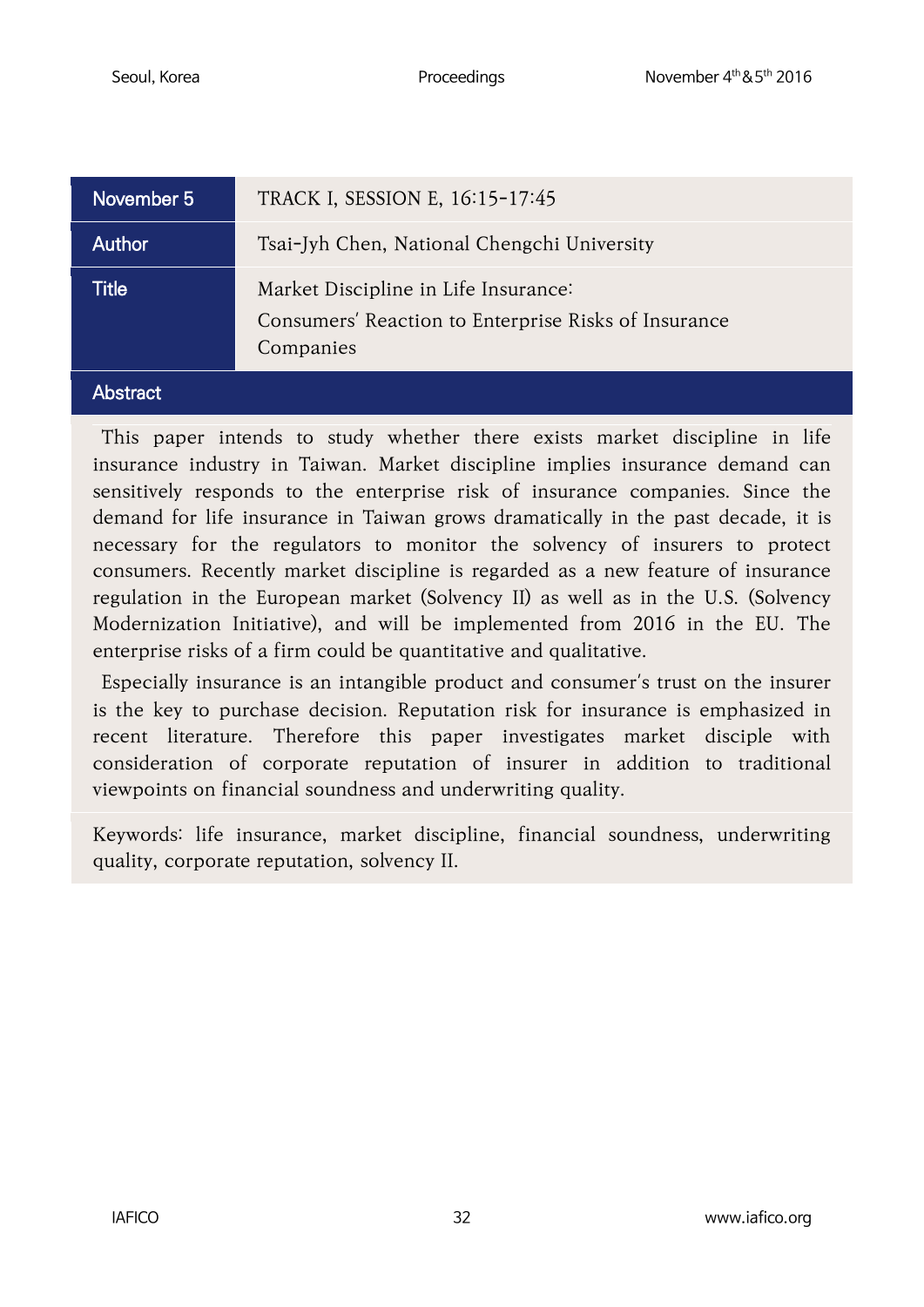| November 5 | TRACK I, SESSION E, 16:15-17:45 |
|---|---|
| Author | Tsai-Jyh Chen, National Chengchi University |
| Title | Market Discipline in Life Insurance: Consumers' Reaction to Enterprise Risks of Insurance Companies |

## Abstract

This paper intends to study whether there exists market discipline in life insurance industry in Taiwan. Market discipline implies insurance demand can sensitively responds to the enterprise risk of insurance companies. Since the demand for life insurance in Taiwan grows dramatically in the past decade, it is necessary for the regulators to monitor the solvency of insurers to protect consumers. Recently market discipline is regarded as a new feature of insurance regulation in the European market (Solvency II) as well as in the U.S. (Solvency Modernization Initiative), and will be implemented from 2016 in the EU. The enterprise risks of a firm could be quantitative and qualitative.

Especially insurance is an intangible product and consumer's trust on the insurer is the key to purchase decision. Reputation risk for insurance is emphasized in recent literature. Therefore this paper investigates market disciple with consideration of corporate reputation of insurer in addition to traditional viewpoints on financial soundness and underwriting quality.

Keywords: life insurance, market discipline, financial soundness, underwriting quality, corporate reputation, solvency II.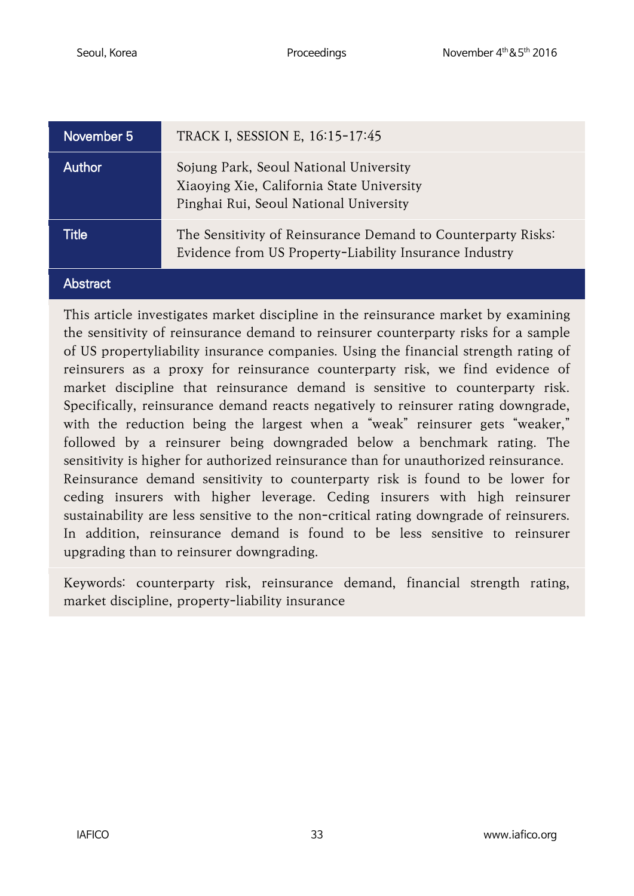| November 5 | TRACK I, SESSION E, 16:15-17:45 |
| --- | --- |
| Author | Sojung Park, Seoul National University<br>Xiaoying Xie, California State University<br>Pinghai Rui, Seoul National University |
| Title | The Sensitivity of Reinsurance Demand to Counterparty Risks: Evidence from US Property-Liability Insurance Industry |

## Abstract

This article investigates market discipline in the reinsurance market by examining the sensitivity of reinsurance demand to reinsurer counterparty risks for a sample of US propertyliability insurance companies. Using the financial strength rating of reinsurers as a proxy for reinsurance counterparty risk, we find evidence of market discipline that reinsurance demand is sensitive to counterparty risk. Specifically, reinsurance demand reacts negatively to reinsurer rating downgrade, with the reduction being the largest when a "weak" reinsurer gets "weaker," followed by a reinsurer being downgraded below a benchmark rating. The sensitivity is higher for authorized reinsurance than for unauthorized reinsurance. Reinsurance demand sensitivity to counterparty risk is found to be lower for ceding insurers with higher leverage. Ceding insurers with high reinsurer sustainability are less sensitive to the non-critical rating downgrade of reinsurers. In addition, reinsurance demand is found to be less sensitive to reinsurer upgrading than to reinsurer downgrading.

Keywords: counterparty risk, reinsurance demand, financial strength rating, market discipline, property-liability insurance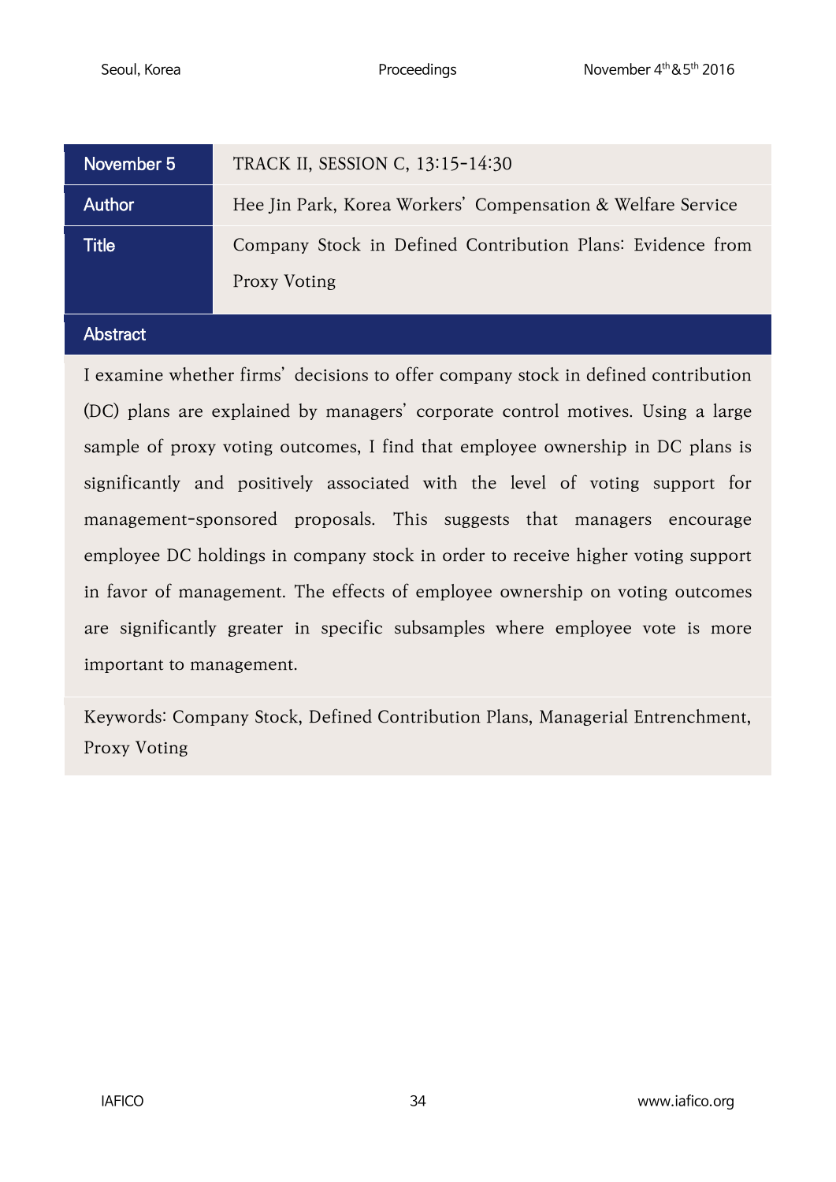| November 5 | TRACK II, SESSION C, 13:15-14:30 |
| --- | --- |
| Author | Hee Jin Park, Korea Workers' Compensation & Welfare Service |
| Title | Company Stock in Defined Contribution Plans: Evidence from Proxy Voting |

## Abstract

I examine whether firms' decisions to offer company stock in defined contribution (DC) plans are explained by managers' corporate control motives. Using a large sample of proxy voting outcomes, I find that employee ownership in DC plans is significantly and positively associated with the level of voting support for management-sponsored proposals. This suggests that managers encourage employee DC holdings in company stock in order to receive higher voting support in favor of management. The effects of employee ownership on voting outcomes are significantly greater in specific subsamples where employee vote is more important to management.

Keywords: Company Stock, Defined Contribution Plans, Managerial Entrenchment, Proxy Voting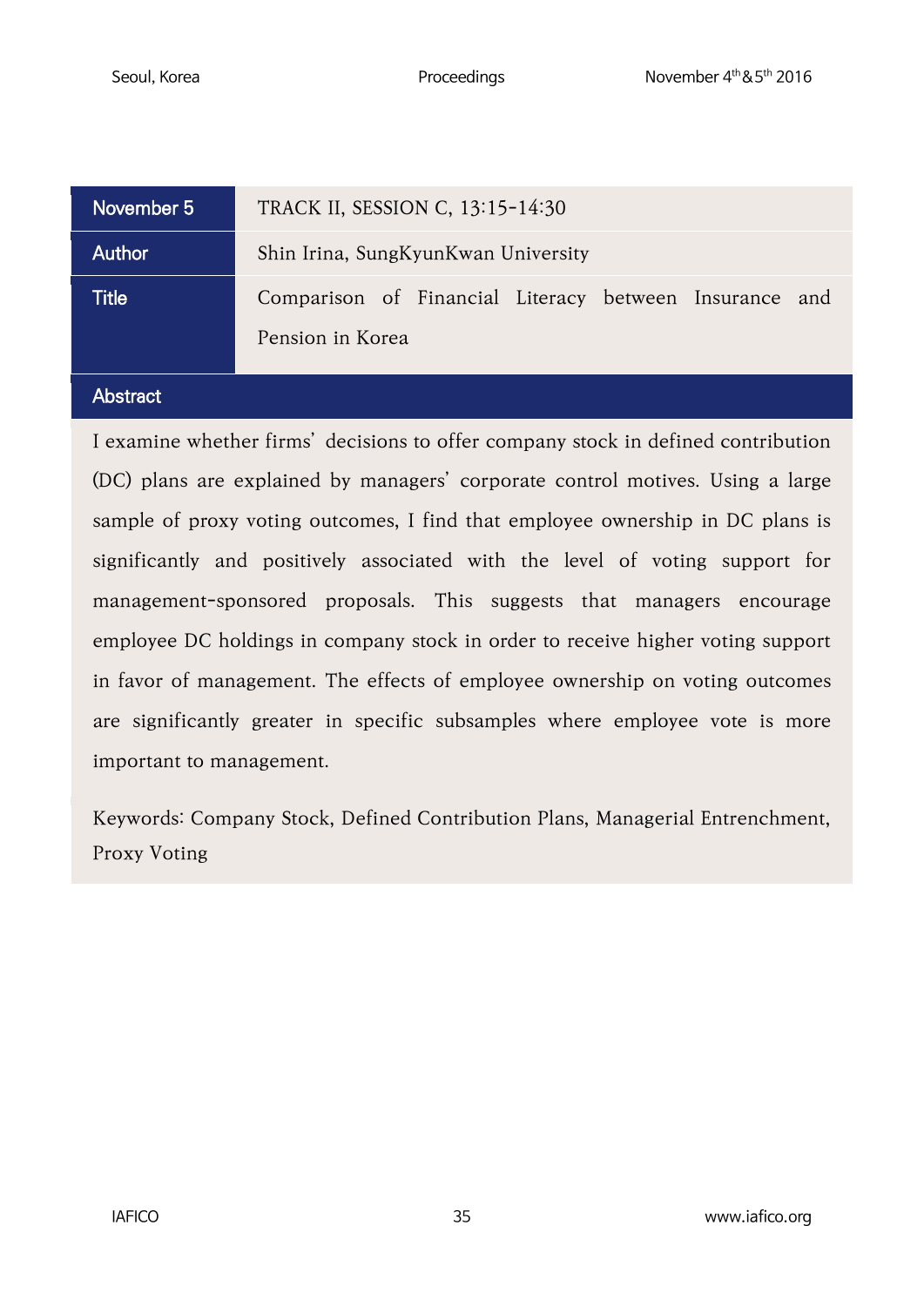| November 5 | TRACK II, SESSION C, 13:15-14:30 |
| --- | --- |
| Author | Shin Irina, SungKyunKwan University |
| Title | Comparison of Financial Literacy between Insurance and Pension in Korea |

## Abstract

I examine whether firms' decisions to offer company stock in defined contribution (DC) plans are explained by managers' corporate control motives. Using a large sample of proxy voting outcomes, I find that employee ownership in DC plans is significantly and positively associated with the level of voting support for management-sponsored proposals. This suggests that managers encourage employee DC holdings in company stock in order to receive higher voting support in favor of management. The effects of employee ownership on voting outcomes are significantly greater in specific subsamples where employee vote is more important to management.

Keywords: Company Stock, Defined Contribution Plans, Managerial Entrenchment, Proxy Voting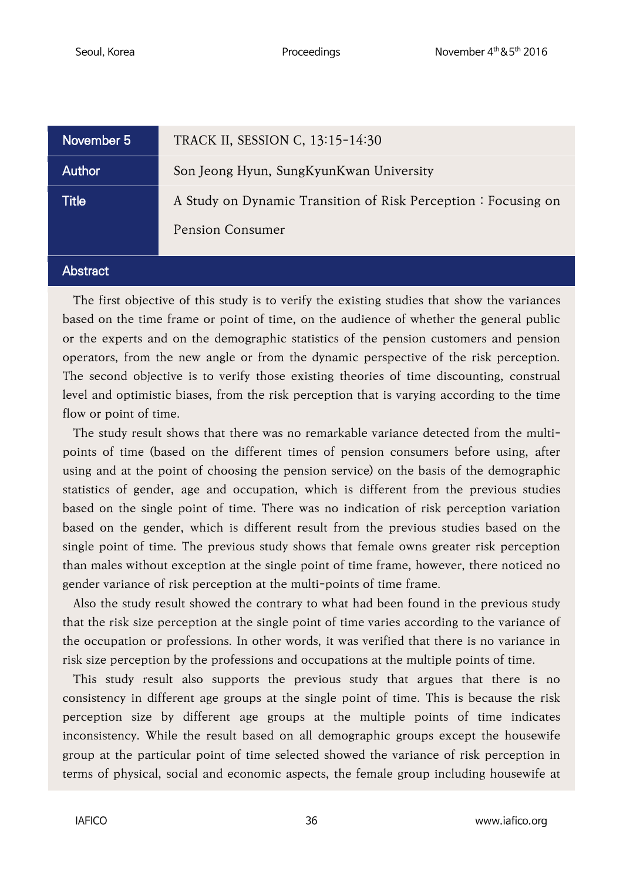| November 5 | TRACK II, SESSION C, 13:15-14:30 |
|---|---|
| Author | Son Jeong Hyun, SungKyunKwan University |
| Title | A Study on Dynamic Transition of Risk Perception : Focusing on Pension Consumer |

## Abstract

The first objective of this study is to verify the existing studies that show the variances based on the time frame or point of time, on the audience of whether the general public or the experts and on the demographic statistics of the pension customers and pension operators, from the new angle or from the dynamic perspective of the risk perception. The second objective is to verify those existing theories of time discounting, construal level and optimistic biases, from the risk perception that is varying according to the time flow or point of time.

The study result shows that there was no remarkable variance detected from the multi-points of time (based on the different times of pension consumers before using, after using and at the point of choosing the pension service) on the basis of the demographic statistics of gender, age and occupation, which is different from the previous studies based on the single point of time. There was no indication of risk perception variation based on the gender, which is different result from the previous studies based on the single point of time. The previous study shows that female owns greater risk perception than males without exception at the single point of time frame, however, there noticed no gender variance of risk perception at the multi-points of time frame.

Also the study result showed the contrary to what had been found in the previous study that the risk size perception at the single point of time varies according to the variance of the occupation or professions. In other words, it was verified that there is no variance in risk size perception by the professions and occupations at the multiple points of time.

This study result also supports the previous study that argues that there is no consistency in different age groups at the single point of time. This is because the risk perception size by different age groups at the multiple points of time indicates inconsistency. While the result based on all demographic groups except the housewife group at the particular point of time selected showed the variance of risk perception in terms of physical, social and economic aspects, the female group including housewife at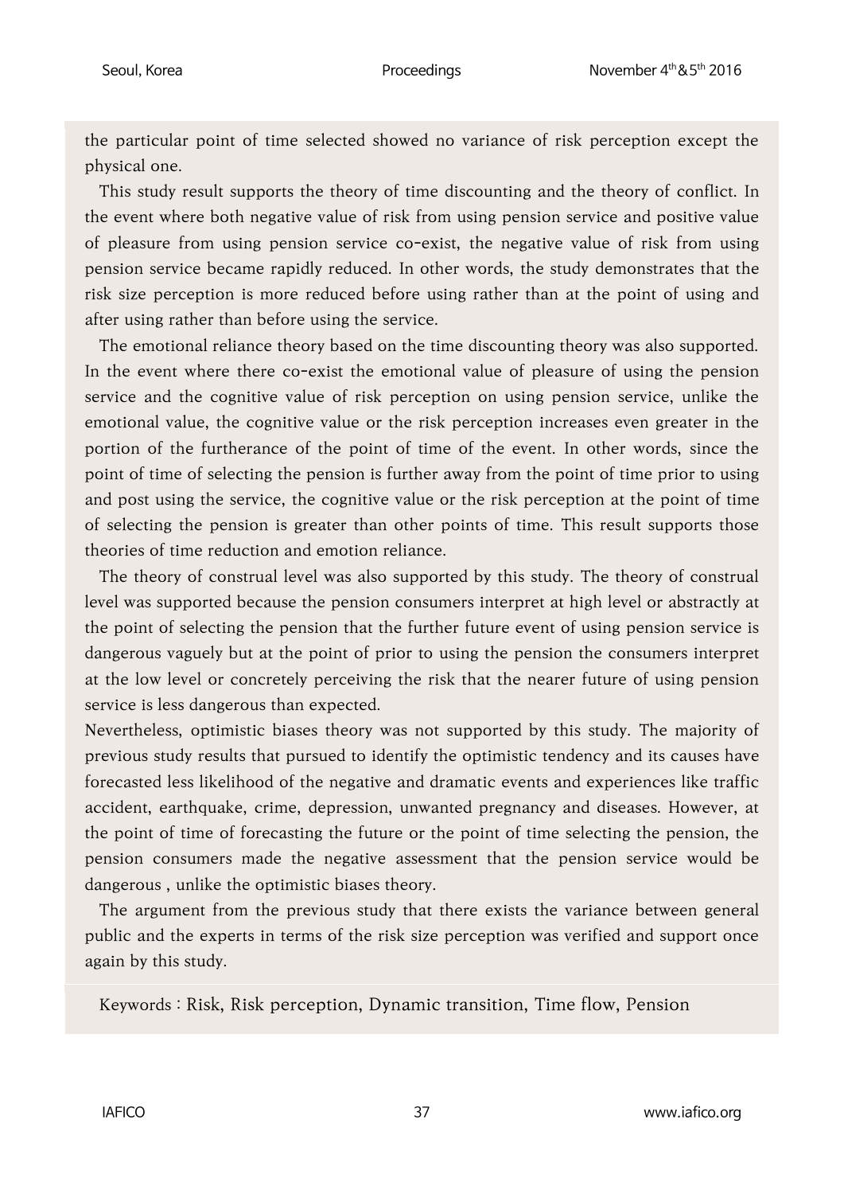the particular point of time selected showed no variance of risk perception except the physical one.

This study result supports the theory of time discounting and the theory of conflict. In the event where both negative value of risk from using pension service and positive value of pleasure from using pension service co-exist, the negative value of risk from using pension service became rapidly reduced. In other words, the study demonstrates that the risk size perception is more reduced before using rather than at the point of using and after using rather than before using the service.

The emotional reliance theory based on the time discounting theory was also supported. In the event where there co-exist the emotional value of pleasure of using the pension service and the cognitive value of risk perception on using pension service, unlike the emotional value, the cognitive value or the risk perception increases even greater in the portion of the furtherance of the point of time of the event. In other words, since the point of time of selecting the pension is further away from the point of time prior to using and post using the service, the cognitive value or the risk perception at the point of time of selecting the pension is greater than other points of time. This result supports those theories of time reduction and emotion reliance.

The theory of construal level was also supported by this study. The theory of construal level was supported because the pension consumers interpret at high level or abstractly at the point of selecting the pension that the further future event of using pension service is dangerous vaguely but at the point of prior to using the pension the consumers interpret at the low level or concretely perceiving the risk that the nearer future of using pension service is less dangerous than expected.

Nevertheless, optimistic biases theory was not supported by this study. The majority of previous study results that pursued to identify the optimistic tendency and its causes have forecasted less likelihood of the negative and dramatic events and experiences like traffic accident, earthquake, crime, depression, unwanted pregnancy and diseases. However, at the point of time of forecasting the future or the point of time selecting the pension, the pension consumers made the negative assessment that the pension service would be dangerous , unlike the optimistic biases theory.

The argument from the previous study that there exists the variance between general public and the experts in terms of the risk size perception was verified and support once again by this study.

Keywords : Risk, Risk perception, Dynamic transition, Time flow, Pension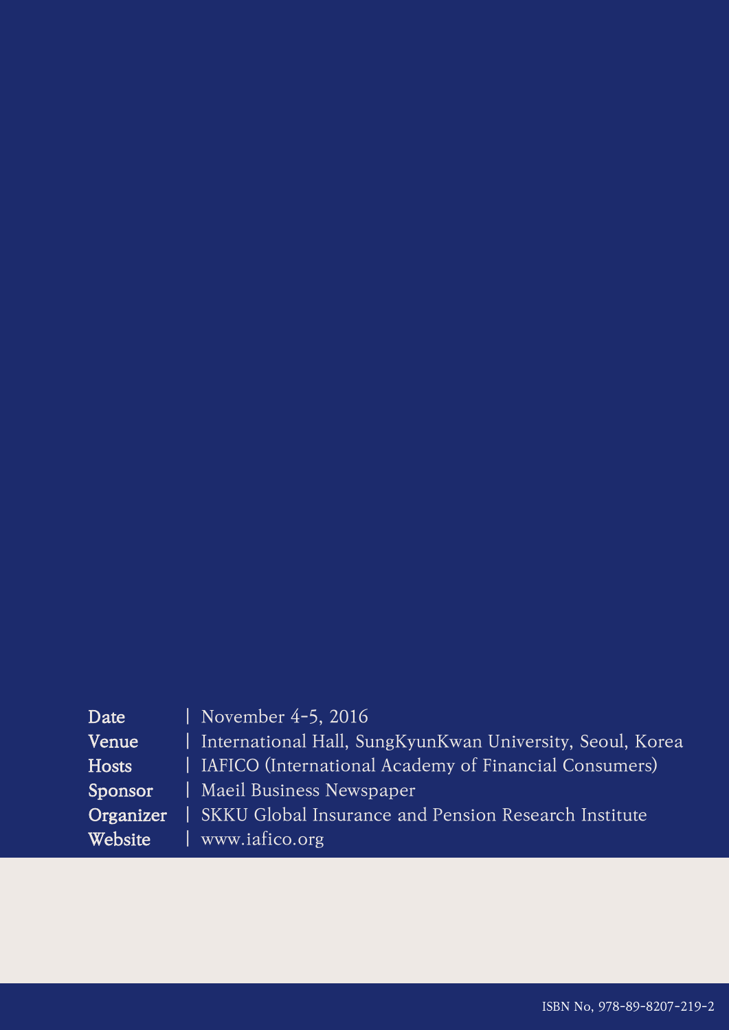| | |
|---|---|
| **Date** | November 4-5, 2016 |
| **Venue** | International Hall, SungKyunKwan University, Seoul, Korea |
| **Hosts** | IAFICO (International Academy of Financial Consumers) |
| **Sponsor** | Maeil Business Newspaper |
| **Organizer** | SKKU Global Insurance and Pension Research Institute |
| **Website** | www.iafico.org |

ISBN No, 978-89-8207-219-2